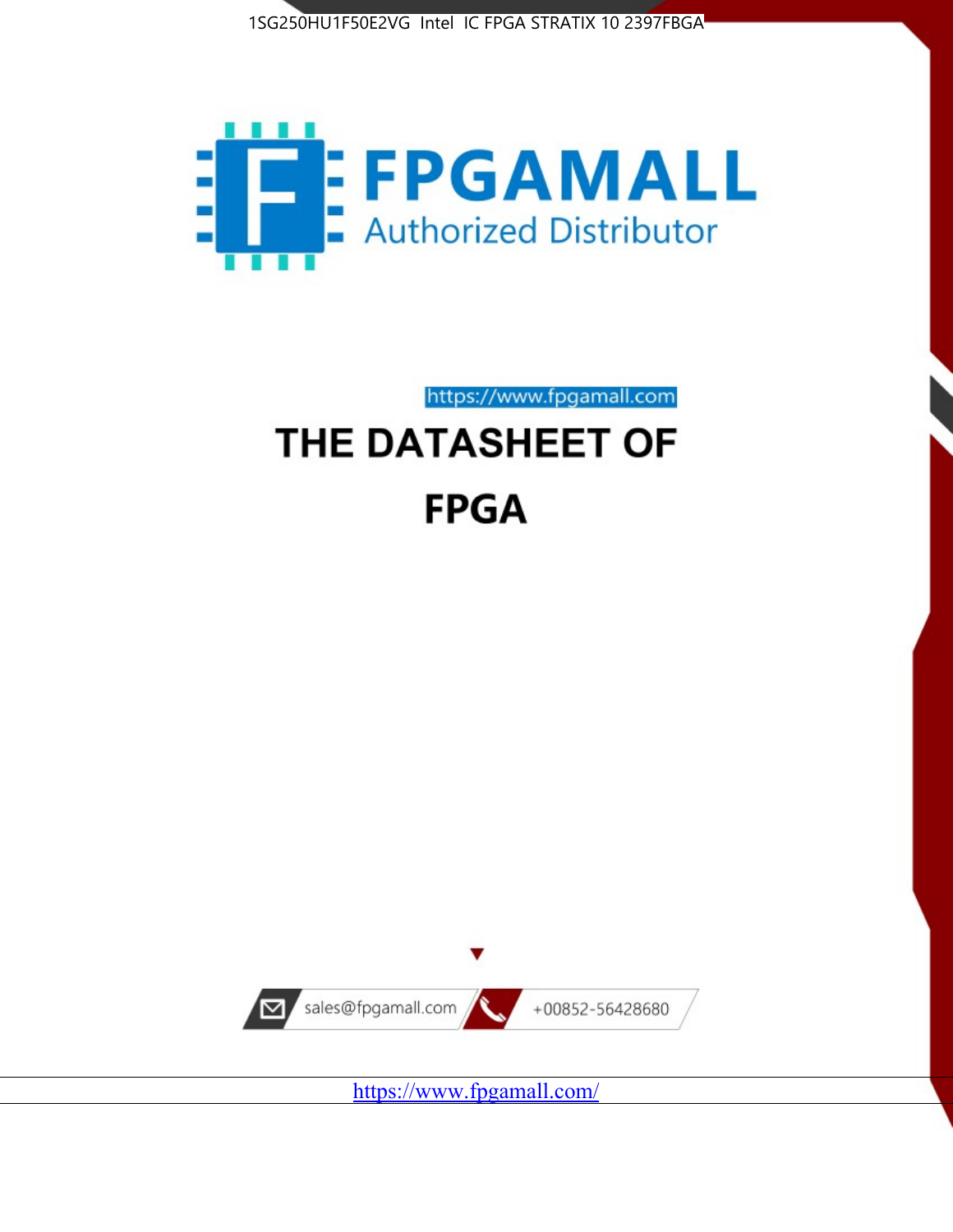1SG250HU1F50E2VG Intel IC FPGA STRATIX 10 2397FBGA

FPGAMALL

Authorized Distributor

https://www.fpgamall.com

# THE DATASHEET OF

# FPGA

sales@fpgamall.com

+00852-56428680

https://www.fpgamall.com/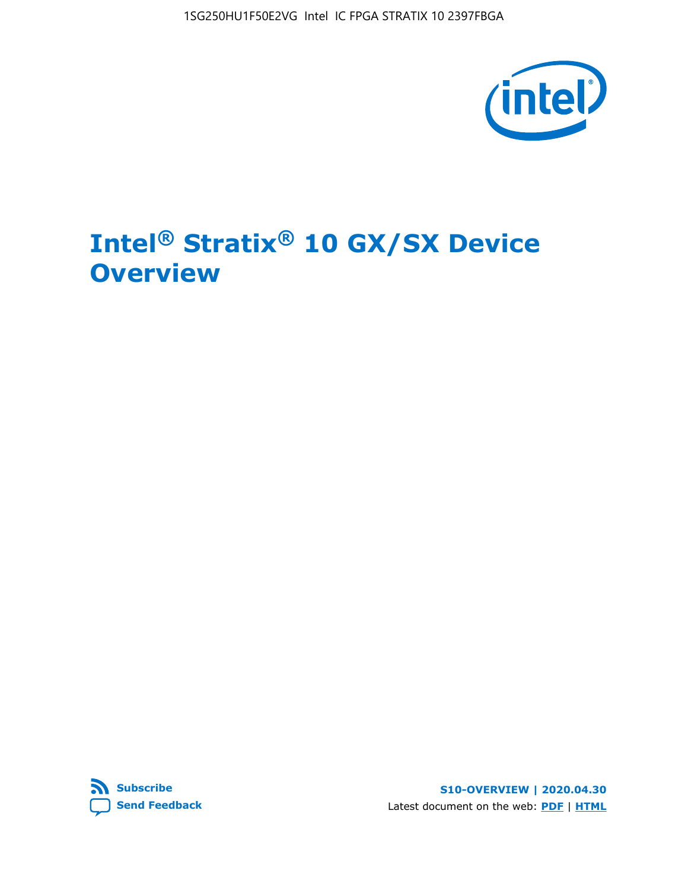# Intel® Stratix® 10 GX/SX Device Overview

**Subscribe**

**Send Feedback**

**S10-OVERVIEW | 2020.04.30**

Latest document on the web: **PDF** | **HTML**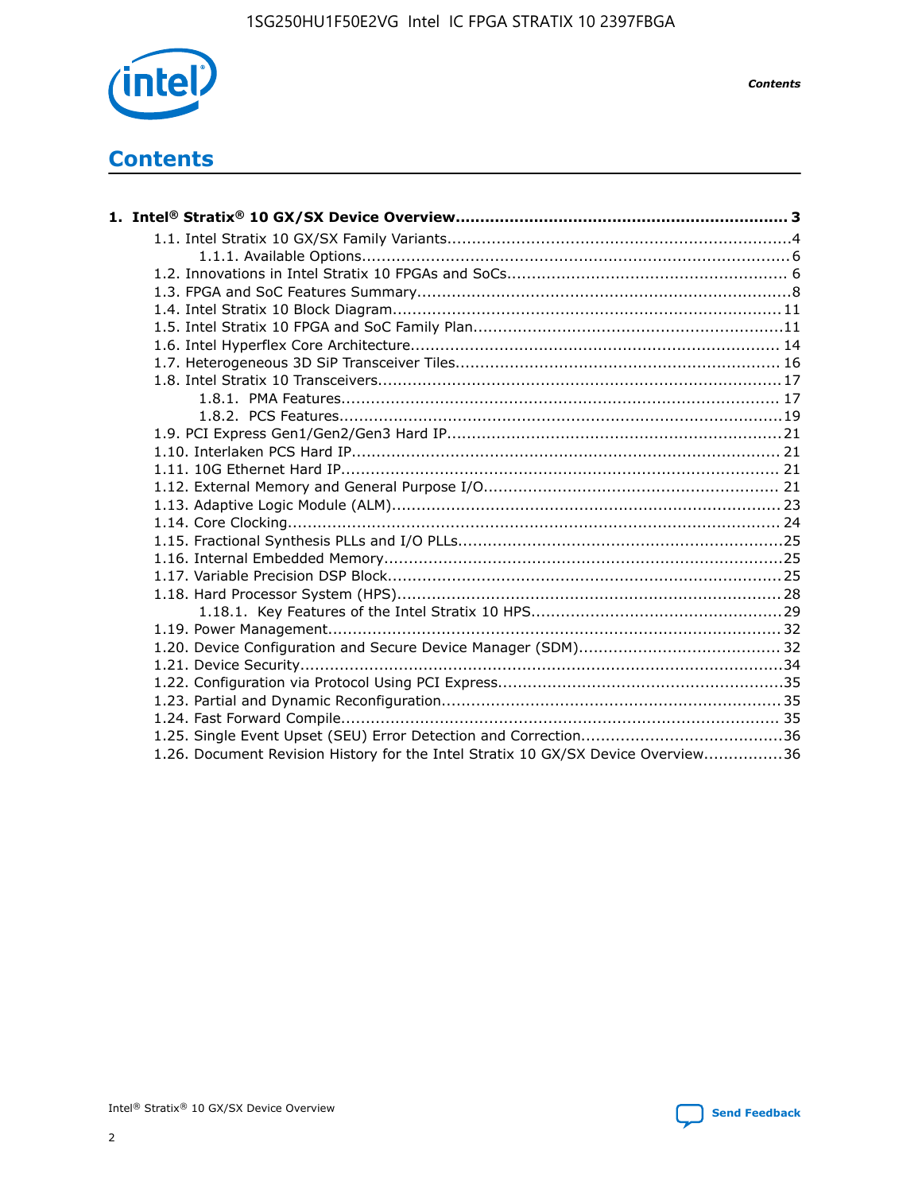# Contents

**1. Intel® Stratix® 10 GX/SX Device Overview.................................................................... 3**

- 1.1. Intel Stratix 10 GX/SX Family Variants.....................................................................4
  - 1.1.1. Available Options......................................................................................6
- 1.2. Innovations in Intel Stratix 10 FPGAs and SoCs........................................................ 6
- 1.3. FPGA and SoC Features Summary...........................................................................8
- 1.4. Intel Stratix 10 Block Diagram.............................................................................. 11
- 1.5. Intel Stratix 10 FPGA and SoC Family Plan..............................................................11
- 1.6. Intel Hyperflex Core Architecture.......................................................................... 14
- 1.7. Heterogeneous 3D SiP Transceiver Tiles................................................................. 16
- 1.8. Intel Stratix 10 Transceivers................................................................................ 17
  - 1.8.1. PMA Features........................................................................................ 17
  - 1.8.2. PCS Features.........................................................................................19
- 1.9. PCI Express Gen1/Gen2/Gen3 Hard IP...................................................................21
- 1.10. Interlaken PCS Hard IP...................................................................................... 21
- 1.11. 10G Ethernet Hard IP........................................................................................ 21
- 1.12. External Memory and General Purpose I/O........................................................... 21
- 1.13. Adaptive Logic Module (ALM).............................................................................. 23
- 1.14. Core Clocking................................................................................................... 24
- 1.15. Fractional Synthesis PLLs and I/O PLLs.................................................................25
- 1.16. Internal Embedded Memory................................................................................25
- 1.17. Variable Precision DSP Block...............................................................................25
- 1.18. Hard Processor System (HPS).............................................................................28
  - 1.18.1. Key Features of the Intel Stratix 10 HPS..................................................29
- 1.19. Power Management.......................................................................................... 32
- 1.20. Device Configuration and Secure Device Manager (SDM)........................................ 32
- 1.21. Device Security.................................................................................................34
- 1.22. Configuration via Protocol Using PCI Express.........................................................35
- 1.23. Partial and Dynamic Reconfiguration....................................................................35
- 1.24. Fast Forward Compile........................................................................................ 35
- 1.25. Single Event Upset (SEU) Error Detection and Correction........................................36
- 1.26. Document Revision History for the Intel Stratix 10 GX/SX Device Overview................36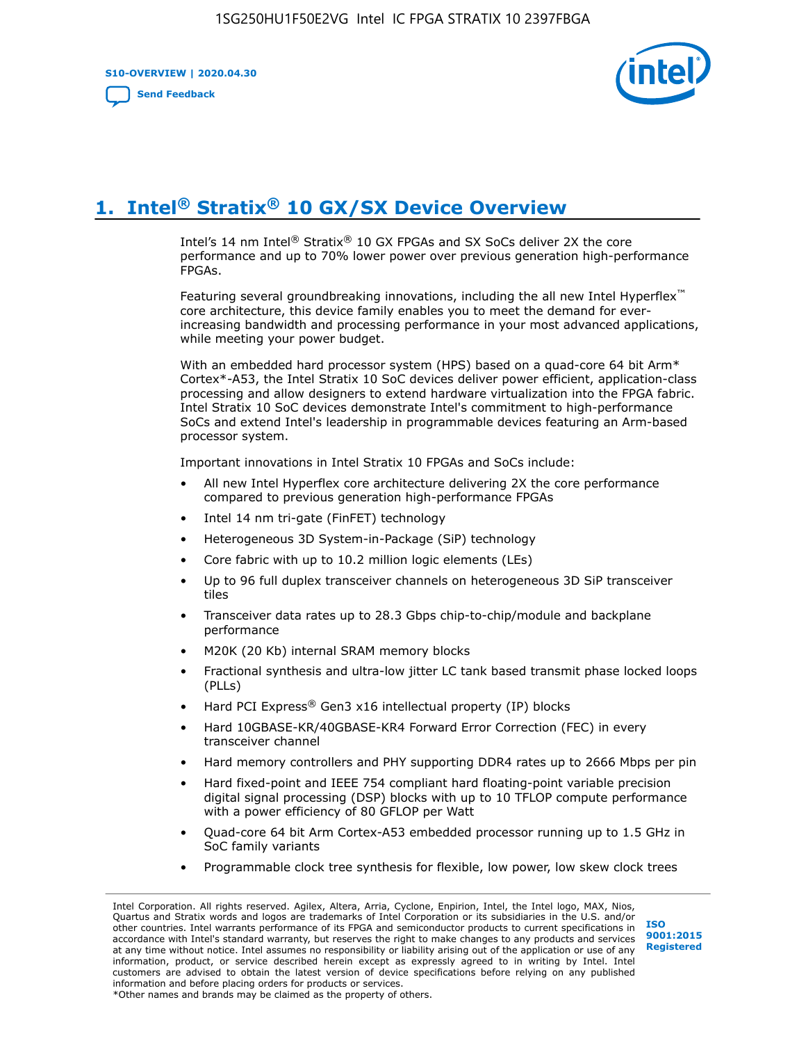# 1. Intel® Stratix® 10 GX/SX Device Overview

Intel's 14 nm Intel® Stratix® 10 GX FPGAs and SX SoCs deliver 2X the core performance and up to 70% lower power over previous generation high-performance FPGAs.

Featuring several groundbreaking innovations, including the all new Intel Hyperflex™ core architecture, this device family enables you to meet the demand for ever-increasing bandwidth and processing performance in your most advanced applications, while meeting your power budget.

With an embedded hard processor system (HPS) based on a quad-core 64 bit Arm* Cortex*-A53, the Intel Stratix 10 SoC devices deliver power efficient, application-class processing and allow designers to extend hardware virtualization into the FPGA fabric. Intel Stratix 10 SoC devices demonstrate Intel's commitment to high-performance SoCs and extend Intel's leadership in programmable devices featuring an Arm-based processor system.

Important innovations in Intel Stratix 10 FPGAs and SoCs include:

- All new Intel Hyperflex core architecture delivering 2X the core performance compared to previous generation high-performance FPGAs
- Intel 14 nm tri-gate (FinFET) technology
- Heterogeneous 3D System-in-Package (SiP) technology
- Core fabric with up to 10.2 million logic elements (LEs)
- Up to 96 full duplex transceiver channels on heterogeneous 3D SiP transceiver tiles
- Transceiver data rates up to 28.3 Gbps chip-to-chip/module and backplane performance
- M20K (20 Kb) internal SRAM memory blocks
- Fractional synthesis and ultra-low jitter LC tank based transmit phase locked loops (PLLs)
- Hard PCI Express® Gen3 x16 intellectual property (IP) blocks
- Hard 10GBASE-KR/40GBASE-KR4 Forward Error Correction (FEC) in every transceiver channel
- Hard memory controllers and PHY supporting DDR4 rates up to 2666 Mbps per pin
- Hard fixed-point and IEEE 754 compliant hard floating-point variable precision digital signal processing (DSP) blocks with up to 10 TFLOP compute performance with a power efficiency of 80 GFLOP per Watt
- Quad-core 64 bit Arm Cortex-A53 embedded processor running up to 1.5 GHz in SoC family variants
- Programmable clock tree synthesis for flexible, low power, low skew clock trees

Intel Corporation. All rights reserved. Agilex, Altera, Arria, Cyclone, Enpirion, Intel, the Intel logo, MAX, Nios, Quartus and Stratix words and logos are trademarks of Intel Corporation or its subsidiaries in the U.S. and/or other countries. Intel warrants performance of its FPGA and semiconductor products to current specifications in accordance with Intel's standard warranty, but reserves the right to make changes to any products and services at any time without notice. Intel assumes no responsibility or liability arising out of the application or use of any information, product, or service described herein except as expressly agreed to in writing by Intel. Intel customers are advised to obtain the latest version of device specifications before relying on any published information and before placing orders for products or services.
*Other names and brands may be claimed as the property of others.

ISO 9001:2015 Registered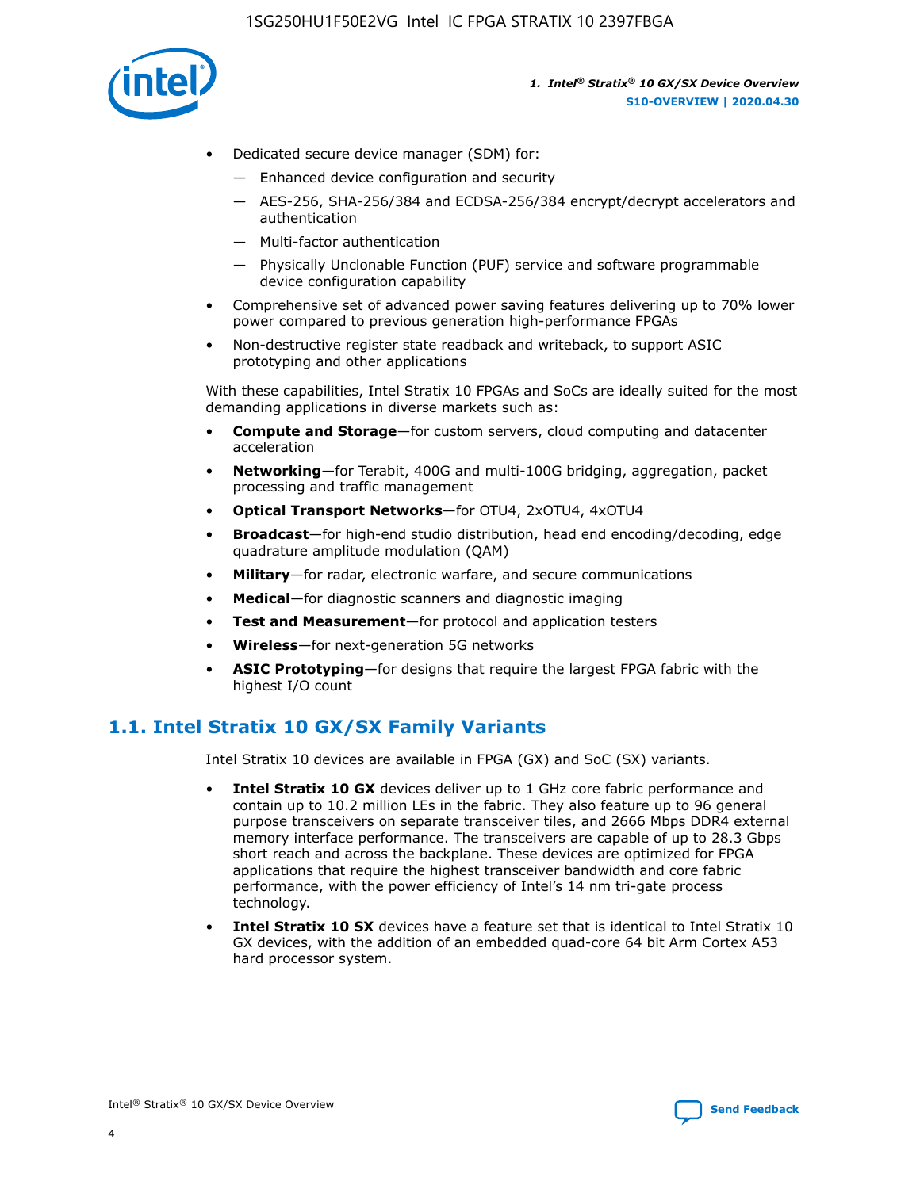- Dedicated secure device manager (SDM) for:
  - Enhanced device configuration and security
  - AES-256, SHA-256/384 and ECDSA-256/384 encrypt/decrypt accelerators and authentication
  - Multi-factor authentication
  - Physically Unclonable Function (PUF) service and software programmable device configuration capability
- Comprehensive set of advanced power saving features delivering up to 70% lower power compared to previous generation high-performance FPGAs
- Non-destructive register state readback and writeback, to support ASIC prototyping and other applications

With these capabilities, Intel Stratix 10 FPGAs and SoCs are ideally suited for the most demanding applications in diverse markets such as:

- **Compute and Storage**—for custom servers, cloud computing and datacenter acceleration
- **Networking**—for Terabit, 400G and multi-100G bridging, aggregation, packet processing and traffic management
- **Optical Transport Networks**—for OTU4, 2xOTU4, 4xOTU4
- **Broadcast**—for high-end studio distribution, head end encoding/decoding, edge quadrature amplitude modulation (QAM)
- **Military**—for radar, electronic warfare, and secure communications
- **Medical**—for diagnostic scanners and diagnostic imaging
- **Test and Measurement**—for protocol and application testers
- **Wireless**—for next-generation 5G networks
- **ASIC Prototyping**—for designs that require the largest FPGA fabric with the highest I/O count

## 1.1. Intel Stratix 10 GX/SX Family Variants

Intel Stratix 10 devices are available in FPGA (GX) and SoC (SX) variants.

- **Intel Stratix 10 GX** devices deliver up to 1 GHz core fabric performance and contain up to 10.2 million LEs in the fabric. They also feature up to 96 general purpose transceivers on separate transceiver tiles, and 2666 Mbps DDR4 external memory interface performance. The transceivers are capable of up to 28.3 Gbps short reach and across the backplane. These devices are optimized for FPGA applications that require the highest transceiver bandwidth and core fabric performance, with the power efficiency of Intel's 14 nm tri-gate process technology.
- **Intel Stratix 10 SX** devices have a feature set that is identical to Intel Stratix 10 GX devices, with the addition of an embedded quad-core 64 bit Arm Cortex A53 hard processor system.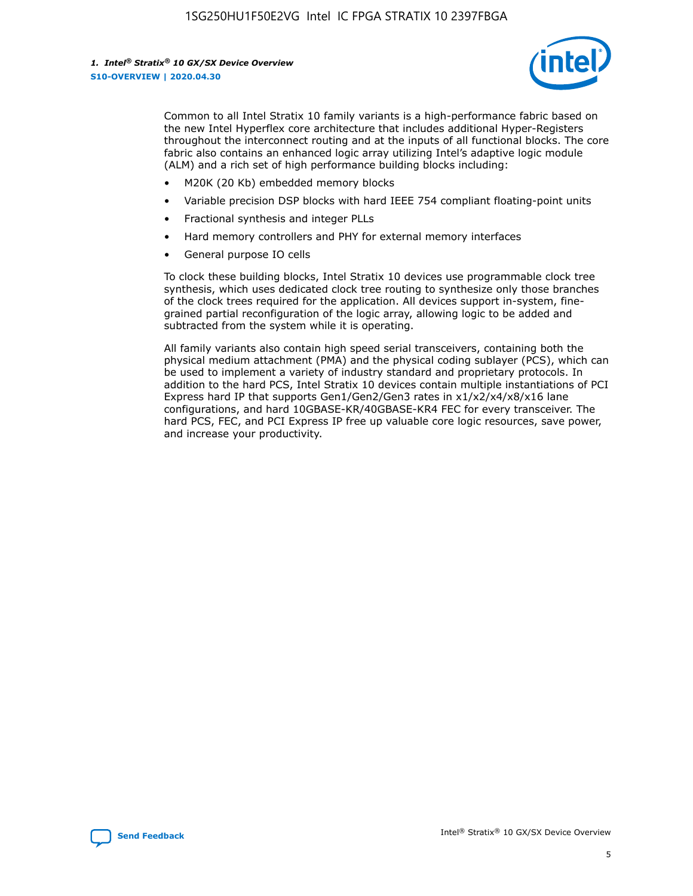Common to all Intel Stratix 10 family variants is a high-performance fabric based on the new Intel Hyperflex core architecture that includes additional Hyper-Registers throughout the interconnect routing and at the inputs of all functional blocks. The core fabric also contains an enhanced logic array utilizing Intel's adaptive logic module (ALM) and a rich set of high performance building blocks including:

- M20K (20 Kb) embedded memory blocks
- Variable precision DSP blocks with hard IEEE 754 compliant floating-point units
- Fractional synthesis and integer PLLs
- Hard memory controllers and PHY for external memory interfaces
- General purpose IO cells

To clock these building blocks, Intel Stratix 10 devices use programmable clock tree synthesis, which uses dedicated clock tree routing to synthesize only those branches of the clock trees required for the application. All devices support in-system, fine-grained partial reconfiguration of the logic array, allowing logic to be added and subtracted from the system while it is operating.

All family variants also contain high speed serial transceivers, containing both the physical medium attachment (PMA) and the physical coding sublayer (PCS), which can be used to implement a variety of industry standard and proprietary protocols. In addition to the hard PCS, Intel Stratix 10 devices contain multiple instantiations of PCI Express hard IP that supports Gen1/Gen2/Gen3 rates in x1/x2/x4/x8/x16 lane configurations, and hard 10GBASE-KR/40GBASE-KR4 FEC for every transceiver. The hard PCS, FEC, and PCI Express IP free up valuable core logic resources, save power, and increase your productivity.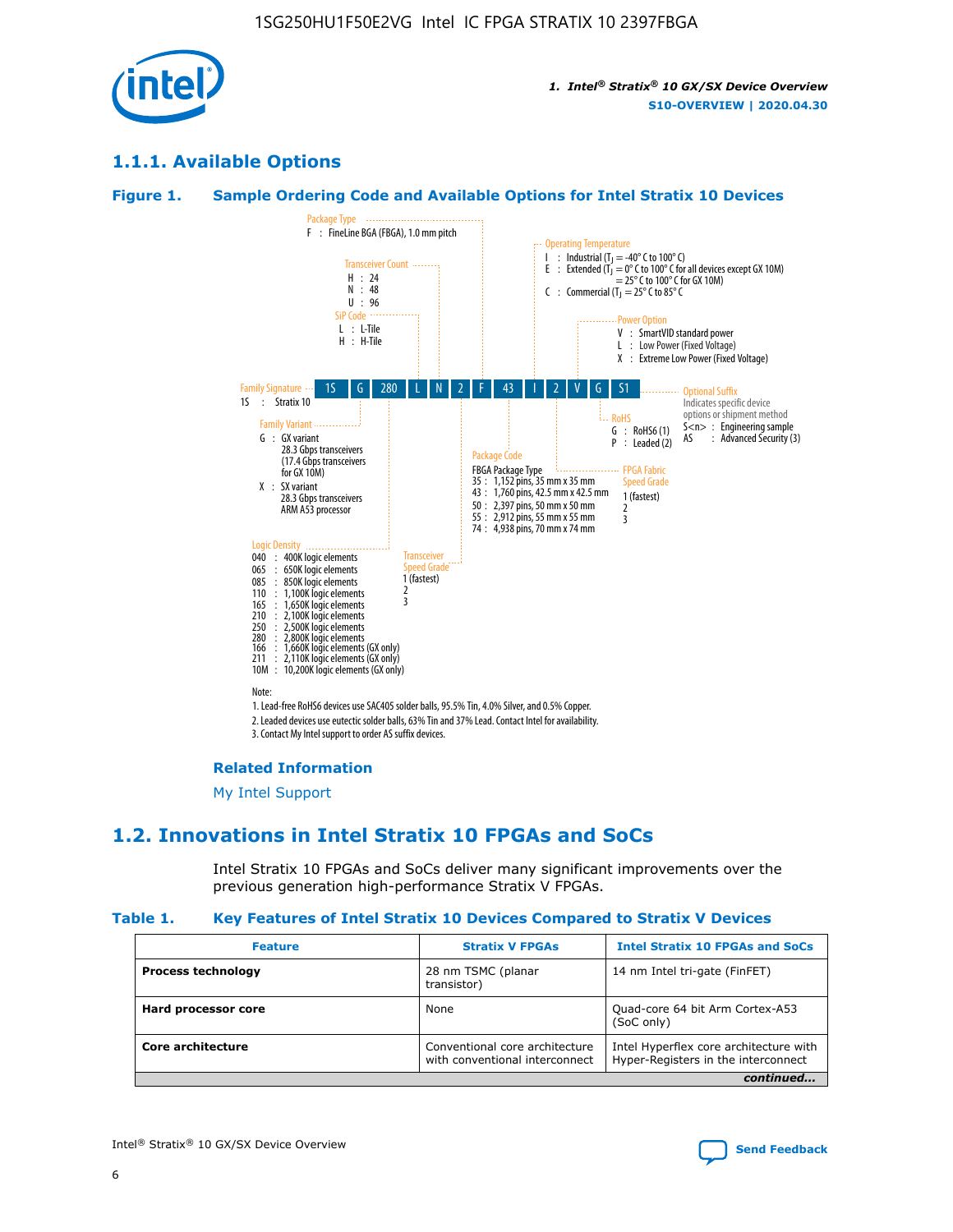### 1.1.1. Available Options

#### Figure 1. Sample Ordering Code and Available Options for Intel Stratix 10 Devices

| 1S | G | 280 | L | N | 2 | F | 43 | I | 2 | V | G | S1 |
|---|---|---|---|---|---|---|---|---|---|---|---|---|

**Family Signature**
1S : Stratix 10

**Family Variant**
G : GX variant
28.3 Gbps transceivers
(17.4 Gbps transceivers for GX 10M)
X : SX variant
28.3 Gbps transceivers
ARM A53 processor

**Logic Density**
040 : 400K logic elements
065 : 650K logic elements
085 : 850K logic elements
110 : 1,100K logic elements
165 : 1,650K logic elements
210 : 2,100K logic elements
250 : 2,500K logic elements
280 : 2,800K logic elements
166 : 1,660K logic elements (GX only)
211 : 2,110K logic elements (GX only)
10M : 10,200K logic elements (GX only)

**SiP Code**
L : L-Tile
H : H-Tile

**Transceiver Count**
H : 24
N : 48
U : 96

**Transceiver Speed Grade**
1 (fastest)
2
3

**Package Type**
F : FineLine BGA (FBGA), 1.0 mm pitch

**Package Code**
FBGA Package Type
35 : 1,152 pins, 35 mm x 35 mm
43 : 1,760 pins, 42.5 mm x 42.5 mm
50 : 2,397 pins, 50 mm x 50 mm
55 : 2,912 pins, 55 mm x 55 mm
74 : 4,938 pins, 70 mm x 74 mm

**Operating Temperature**
I : Industrial ($T_J$ = -40° C to 100° C)
E : Extended ($T_J$ = 0° C to 100° C for all devices except GX 10M) = 25° C to 100° C for GX 10M)
C : Commercial ($T_J$ = 25° C to 85° C

**FPGA Fabric Speed Grade**
1 (fastest)
2
3

**Power Option**
V : SmartVID standard power
L : Low Power (Fixed Voltage)
X : Extreme Low Power (Fixed Voltage)

**RoHS**
G : RoHS6 (1)
P : Leaded (2)

**Optional Suffix**
Indicates specific device options or shipment method
S<n> : Engineering sample
AS : Advanced Security (3)

Note:
1. Lead-free RoHS6 devices use SAC405 solder balls, 95.5% Tin, 4.0% Silver, and 0.5% Copper.
2. Leaded devices use eutectic solder balls, 63% Tin and 37% Lead. Contact Intel for availability.
3. Contact My Intel support to order AS suffix devices.

**Related Information**

My Intel Support

## 1.2. Innovations in Intel Stratix 10 FPGAs and SoCs

Intel Stratix 10 FPGAs and SoCs deliver many significant improvements over the previous generation high-performance Stratix V FPGAs.

#### Table 1. Key Features of Intel Stratix 10 Devices Compared to Stratix V Devices

| Feature | Stratix V FPGAs | Intel Stratix 10 FPGAs and SoCs |
|---|---|---|
| **Process technology** | 28 nm TSMC (planar transistor) | 14 nm Intel tri-gate (FinFET) |
| **Hard processor core** | None | Quad-core 64 bit Arm Cortex-A53 (SoC only) |
| **Core architecture** | Conventional core architecture with conventional interconnect | Intel Hyperflex core architecture with Hyper-Registers in the interconnect |
| *continued...* | | |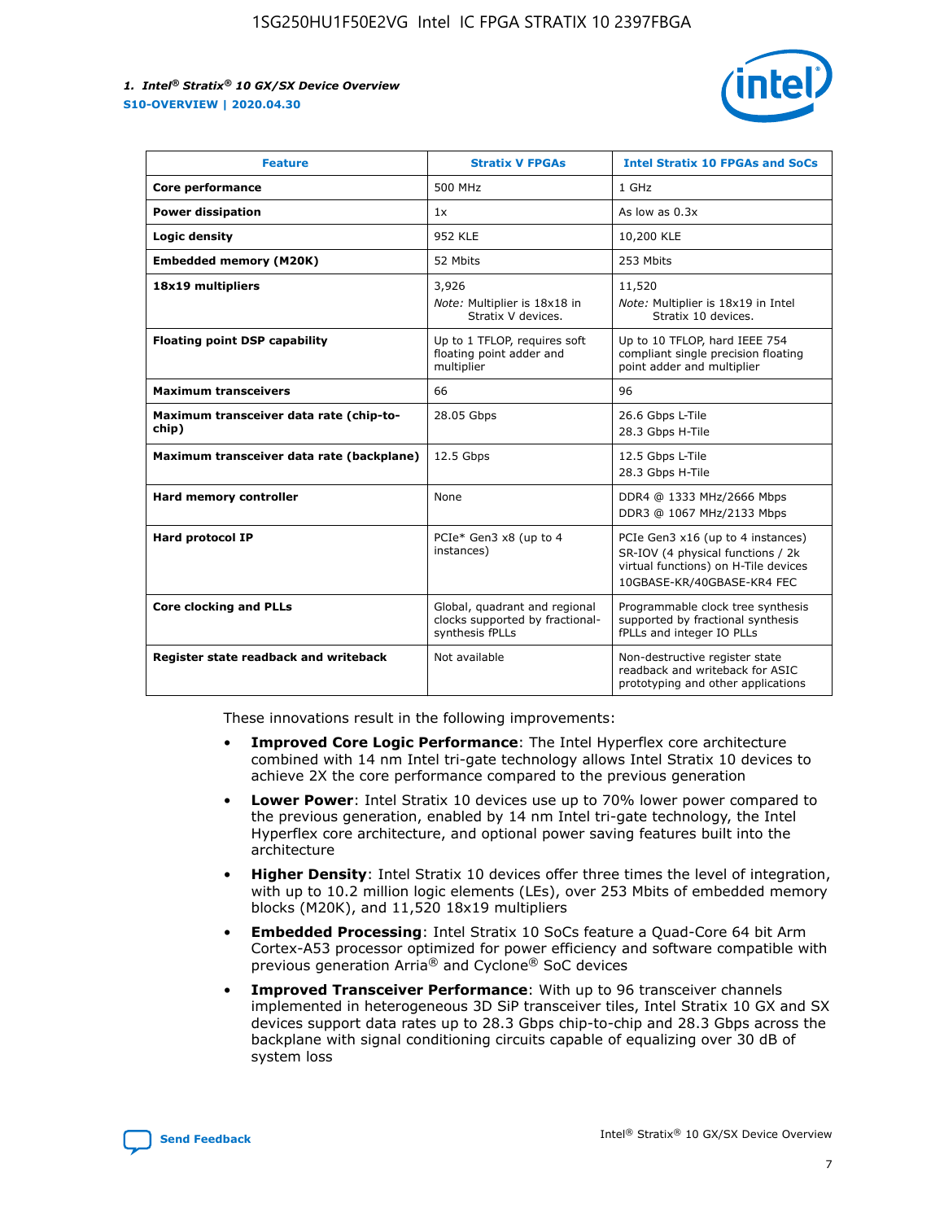| Feature | Stratix V FPGAs | Intel Stratix 10 FPGAs and SoCs |
| --- | --- | --- |
| **Core performance** | 500 MHz | 1 GHz |
| **Power dissipation** | 1x | As low as 0.3x |
| **Logic density** | 952 KLE | 10,200 KLE |
| **Embedded memory (M20K)** | 52 Mbits | 253 Mbits |
| **18x19 multipliers** | 3,926<br>*Note:* Multiplier is 18x18 in Stratix V devices. | 11,520<br>*Note:* Multiplier is 18x19 in Intel Stratix 10 devices. |
| **Floating point DSP capability** | Up to 1 TFLOP, requires soft floating point adder and multiplier | Up to 10 TFLOP, hard IEEE 754 compliant single precision floating point adder and multiplier |
| **Maximum transceivers** | 66 | 96 |
| **Maximum transceiver data rate (chip-to-chip)** | 28.05 Gbps | 26.6 Gbps L-Tile<br>28.3 Gbps H-Tile |
| **Maximum transceiver data rate (backplane)** | 12.5 Gbps | 12.5 Gbps L-Tile<br>28.3 Gbps H-Tile |
| **Hard memory controller** | None | DDR4 @ 1333 MHz/2666 Mbps<br>DDR3 @ 1067 MHz/2133 Mbps |
| **Hard protocol IP** | PCIe* Gen3 x8 (up to 4 instances) | PCIe Gen3 x16 (up to 4 instances)<br>SR-IOV (4 physical functions / 2k virtual functions) on H-Tile devices<br>10GBASE-KR/40GBASE-KR4 FEC |
| **Core clocking and PLLs** | Global, quadrant and regional clocks supported by fractional-synthesis fPLLs | Programmable clock tree synthesis supported by fractional synthesis fPLLs and integer IO PLLs |
| **Register state readback and writeback** | Not available | Non-destructive register state readback and writeback for ASIC prototyping and other applications |

These innovations result in the following improvements:

- **Improved Core Logic Performance**: The Intel Hyperflex core architecture combined with 14 nm Intel tri-gate technology allows Intel Stratix 10 devices to achieve 2X the core performance compared to the previous generation
- **Lower Power**: Intel Stratix 10 devices use up to 70% lower power compared to the previous generation, enabled by 14 nm Intel tri-gate technology, the Intel Hyperflex core architecture, and optional power saving features built into the architecture
- **Higher Density**: Intel Stratix 10 devices offer three times the level of integration, with up to 10.2 million logic elements (LEs), over 253 Mbits of embedded memory blocks (M20K), and 11,520 18x19 multipliers
- **Embedded Processing**: Intel Stratix 10 SoCs feature a Quad-Core 64 bit Arm Cortex-A53 processor optimized for power efficiency and software compatible with previous generation Arria® and Cyclone® SoC devices
- **Improved Transceiver Performance**: With up to 96 transceiver channels implemented in heterogeneous 3D SiP transceiver tiles, Intel Stratix 10 GX and SX devices support data rates up to 28.3 Gbps chip-to-chip and 28.3 Gbps across the backplane with signal conditioning circuits capable of equalizing over 30 dB of system loss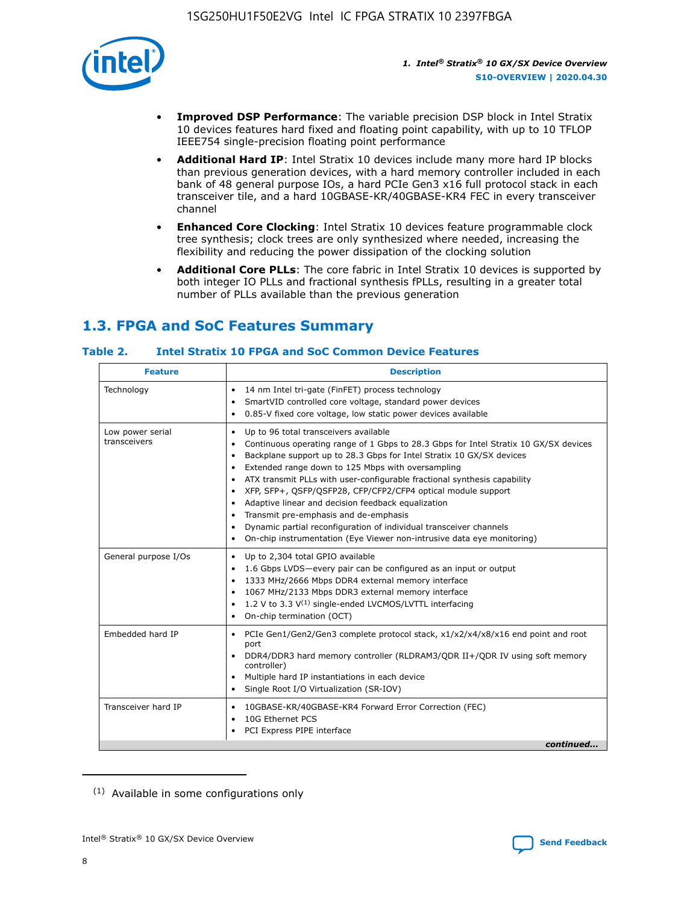- **Improved DSP Performance**: The variable precision DSP block in Intel Stratix 10 devices features hard fixed and floating point capability, with up to 10 TFLOP IEEE754 single-precision floating point performance
- **Additional Hard IP**: Intel Stratix 10 devices include many more hard IP blocks than previous generation devices, with a hard memory controller included in each bank of 48 general purpose IOs, a hard PCIe Gen3 x16 full protocol stack in each transceiver tile, and a hard 10GBASE-KR/40GBASE-KR4 FEC in every transceiver channel
- **Enhanced Core Clocking**: Intel Stratix 10 devices feature programmable clock tree synthesis; clock trees are only synthesized where needed, increasing the flexibility and reducing the power dissipation of the clocking solution
- **Additional Core PLLs**: The core fabric in Intel Stratix 10 devices is supported by both integer IO PLLs and fractional synthesis fPLLs, resulting in a greater total number of PLLs available than the previous generation

## 1.3. FPGA and SoC Features Summary

### Table 2. Intel Stratix 10 FPGA and SoC Common Device Features

| Feature | Description |
| --- | --- |
| Technology | • 14 nm Intel tri-gate (FinFET) process technology<br>• SmartVID controlled core voltage, standard power devices<br>• 0.85-V fixed core voltage, low static power devices available |
| Low power serial transceivers | • Up to 96 total transceivers available<br>• Continuous operating range of 1 Gbps to 28.3 Gbps for Intel Stratix 10 GX/SX devices<br>• Backplane support up to 28.3 Gbps for Intel Stratix 10 GX/SX devices<br>• Extended range down to 125 Mbps with oversampling<br>• ATX transmit PLLs with user-configurable fractional synthesis capability<br>• XFP, SFP+, QSFP/QSFP28, CFP/CFP2/CFP4 optical module support<br>• Adaptive linear and decision feedback equalization<br>• Transmit pre-emphasis and de-emphasis<br>• Dynamic partial reconfiguration of individual transceiver channels<br>• On-chip instrumentation (Eye Viewer non-intrusive data eye monitoring) |
| General purpose I/Os | • Up to 2,304 total GPIO available<br>• 1.6 Gbps LVDS—every pair can be configured as an input or output<br>• 1333 MHz/2666 Mbps DDR4 external memory interface<br>• 1067 MHz/2133 Mbps DDR3 external memory interface<br>• 1.2 V to 3.3 V[(1)] single-ended LVCMOS/LVTTL interfacing<br>• On-chip termination (OCT) |
| Embedded hard IP | • PCIe Gen1/Gen2/Gen3 complete protocol stack, x1/x2/x4/x8/x16 end point and root port<br>• DDR4/DDR3 hard memory controller (RLDRAM3/QDR II+/QDR IV using soft memory controller)<br>• Multiple hard IP instantiations in each device<br>• Single Root I/O Virtualization (SR-IOV) |
| Transceiver hard IP | • 10GBASE-KR/40GBASE-KR4 Forward Error Correction (FEC)<br>• 10G Ethernet PCS<br>• PCI Express PIPE interface |

*continued...*

(1) Available in some configurations only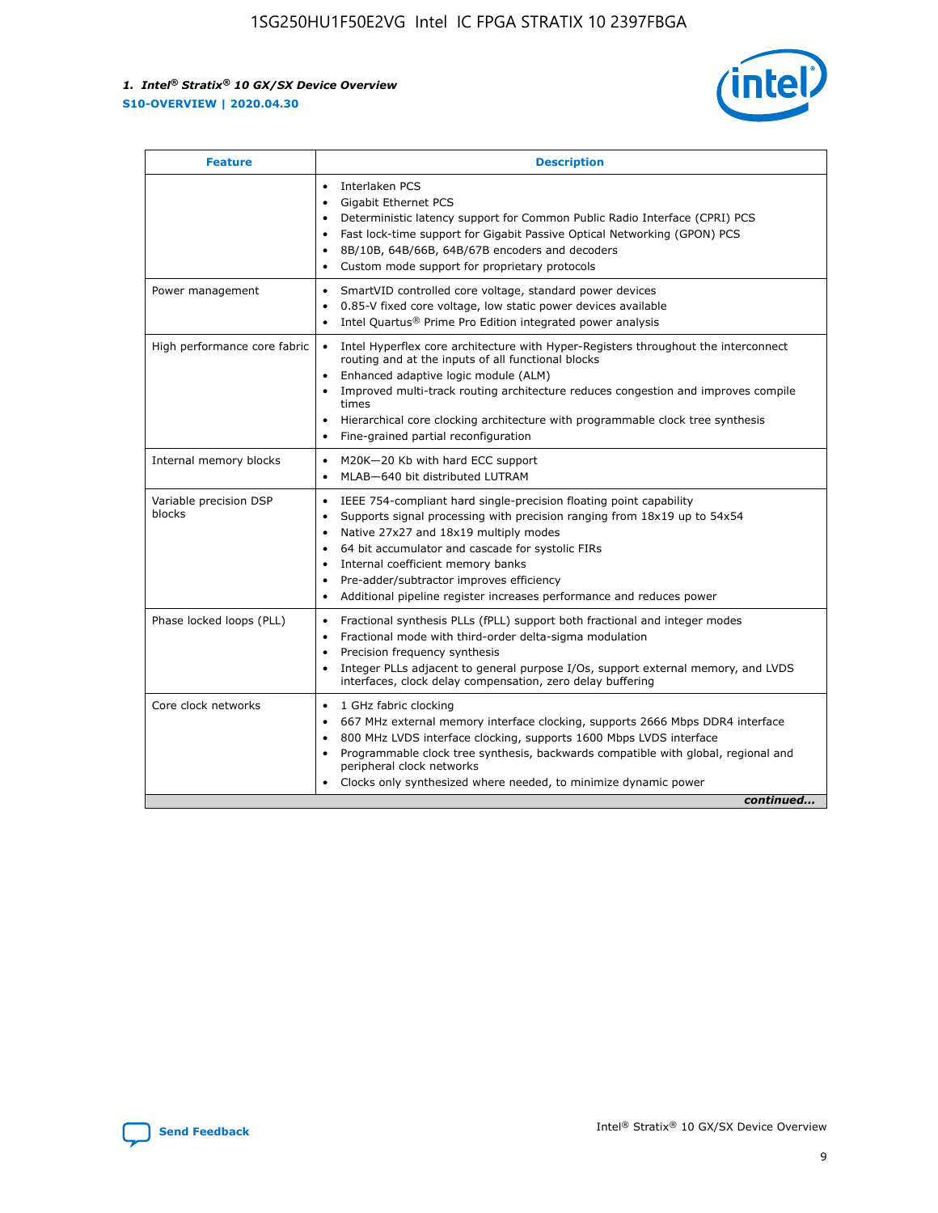| Feature | Description |
| --- | --- |
| | • Interlaken PCS<br>• Gigabit Ethernet PCS<br>• Deterministic latency support for Common Public Radio Interface (CPRI) PCS<br>• Fast lock-time support for Gigabit Passive Optical Networking (GPON) PCS<br>• 8B/10B, 64B/66B, 64B/67B encoders and decoders<br>• Custom mode support for proprietary protocols |
| Power management | • SmartVID controlled core voltage, standard power devices<br>• 0.85-V fixed core voltage, low static power devices available<br>• Intel Quartus® Prime Pro Edition integrated power analysis |
| High performance core fabric | • Intel Hyperflex core architecture with Hyper-Registers throughout the interconnect routing and at the inputs of all functional blocks<br>• Enhanced adaptive logic module (ALM)<br>• Improved multi-track routing architecture reduces congestion and improves compile times<br>• Hierarchical core clocking architecture with programmable clock tree synthesis<br>• Fine-grained partial reconfiguration |
| Internal memory blocks | • M20K—20 Kb with hard ECC support<br>• MLAB—640 bit distributed LUTRAM |
| Variable precision DSP blocks | • IEEE 754-compliant hard single-precision floating point capability<br>• Supports signal processing with precision ranging from 18x19 up to 54x54<br>• Native 27x27 and 18x19 multiply modes<br>• 64 bit accumulator and cascade for systolic FIRs<br>• Internal coefficient memory banks<br>• Pre-adder/subtractor improves efficiency<br>• Additional pipeline register increases performance and reduces power |
| Phase locked loops (PLL) | • Fractional synthesis PLLs (fPLL) support both fractional and integer modes<br>• Fractional mode with third-order delta-sigma modulation<br>• Precision frequency synthesis<br>• Integer PLLs adjacent to general purpose I/Os, support external memory, and LVDS interfaces, clock delay compensation, zero delay buffering |
| Core clock networks | • 1 GHz fabric clocking<br>• 667 MHz external memory interface clocking, supports 2666 Mbps DDR4 interface<br>• 800 MHz LVDS interface clocking, supports 1600 Mbps LVDS interface<br>• Programmable clock tree synthesis, backwards compatible with global, regional and peripheral clock networks<br>• Clocks only synthesized where needed, to minimize dynamic power |

*continued...*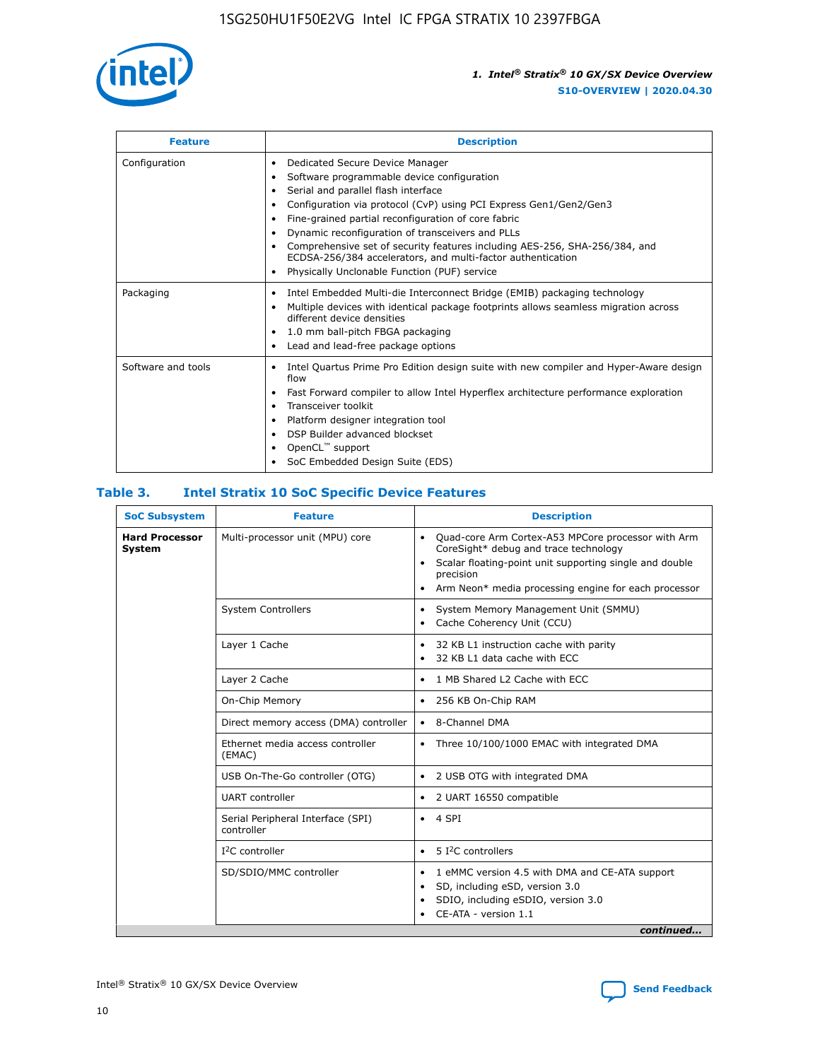| Feature | Description |
| --- | --- |
| Configuration | • Dedicated Secure Device Manager<br>• Software programmable device configuration<br>• Serial and parallel flash interface<br>• Configuration via protocol (CvP) using PCI Express Gen1/Gen2/Gen3<br>• Fine-grained partial reconfiguration of core fabric<br>• Dynamic reconfiguration of transceivers and PLLs<br>• Comprehensive set of security features including AES-256, SHA-256/384, and ECDSA-256/384 accelerators, and multi-factor authentication<br>• Physically Unclonable Function (PUF) service |
| Packaging | • Intel Embedded Multi-die Interconnect Bridge (EMIB) packaging technology<br>• Multiple devices with identical package footprints allows seamless migration across different device densities<br>• 1.0 mm ball-pitch FBGA packaging<br>• Lead and lead-free package options |
| Software and tools | • Intel Quartus Prime Pro Edition design suite with new compiler and Hyper-Aware design flow<br>• Fast Forward compiler to allow Intel Hyperflex architecture performance exploration<br>• Transceiver toolkit<br>• Platform designer integration tool<br>• DSP Builder advanced blockset<br>• OpenCL™ support<br>• SoC Embedded Design Suite (EDS) |

## Table 3. Intel Stratix 10 SoC Specific Device Features

| SoC Subsystem | Feature | Description |
| --- | --- | --- |
| **Hard Processor System** | Multi-processor unit (MPU) core | • Quad-core Arm Cortex-A53 MPCore processor with Arm CoreSight* debug and trace technology<br>• Scalar floating-point unit supporting single and double precision<br>• Arm Neon* media processing engine for each processor |
| | System Controllers | • System Memory Management Unit (SMMU)<br>• Cache Coherency Unit (CCU) |
| | Layer 1 Cache | • 32 KB L1 instruction cache with parity<br>• 32 KB L1 data cache with ECC |
| | Layer 2 Cache | • 1 MB Shared L2 Cache with ECC |
| | On-Chip Memory | • 256 KB On-Chip RAM |
| | Direct memory access (DMA) controller | • 8-Channel DMA |
| | Ethernet media access controller (EMAC) | • Three 10/100/1000 EMAC with integrated DMA |
| | USB On-The-Go controller (OTG) | • 2 USB OTG with integrated DMA |
| | UART controller | • 2 UART 16550 compatible |
| | Serial Peripheral Interface (SPI) controller | • 4 SPI |
| | I²C controller | • 5 I²C controllers |
| | SD/SDIO/MMC controller | • 1 eMMC version 4.5 with DMA and CE-ATA support<br>• SD, including eSD, version 3.0<br>• SDIO, including eSDIO, version 3.0<br>• CE-ATA - version 1.1 |

*continued...*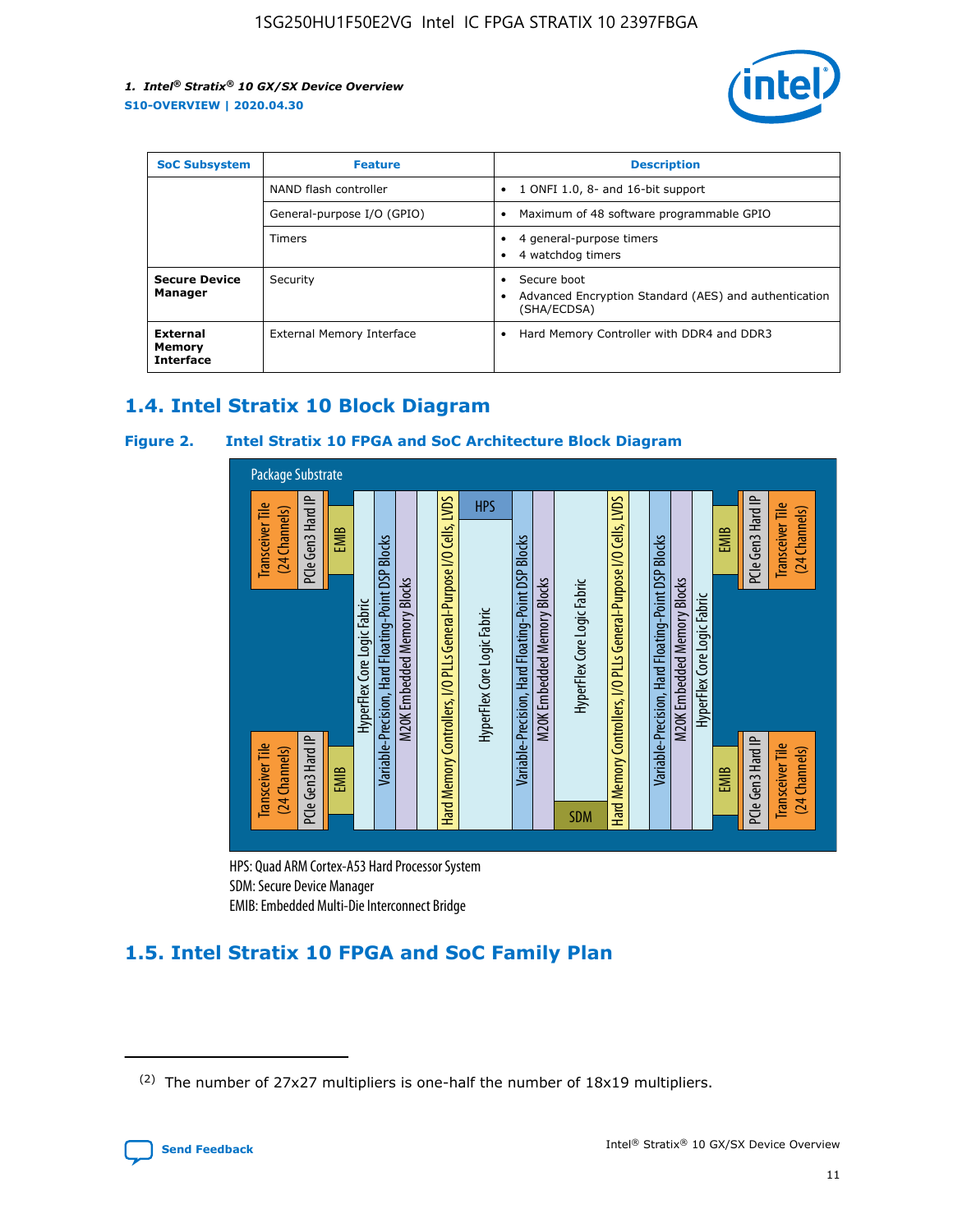| SoC Subsystem | Feature | Description |
| --- | --- | --- |
| | NAND flash controller | • 1 ONFI 1.0, 8- and 16-bit support |
| | General-purpose I/O (GPIO) | • Maximum of 48 software programmable GPIO |
| | Timers | • 4 general-purpose timers<br>• 4 watchdog timers |
| **Secure Device Manager** | Security | • Secure boot<br>• Advanced Encryption Standard (AES) and authentication (SHA/ECDSA) |
| **External Memory Interface** | External Memory Interface | • Hard Memory Controller with DDR4 and DDR3 |

## 1.4. Intel Stratix 10 Block Diagram

**Figure 2. Intel Stratix 10 FPGA and SoC Architecture Block Diagram**

Package Substrate

Transceiver Tile (24 Channels) | PCIe Gen3 Hard IP | EMIB | HyperFlex Core Logic Fabric | Variable-Precision, Hard Floating-Point DSP Blocks | M20K Embedded Memory Blocks | Hard Memory Controllers, I/O PLLs General-Purpose I/O Cells, LVDS | HPS | HyperFlex Core Logic Fabric | Variable-Precision, Hard Floating-Point DSP Blocks | M20K Embedded Memory Blocks | HyperFlex Core Logic Fabric | SDM | Hard Memory Controllers, I/O PLLs General-Purpose I/O Cells, LVDS | Variable-Precision, Hard Floating-Point DSP Blocks | M20K Embedded Memory Blocks | HyperFlex Core Logic Fabric | EMIB | PCIe Gen3 Hard IP | Transceiver Tile (24 Channels)

HPS: Quad ARM Cortex-A53 Hard Processor System
SDM: Secure Device Manager
EMIB: Embedded Multi-Die Interconnect Bridge

## 1.5. Intel Stratix 10 FPGA and SoC Family Plan

(2) The number of 27x27 multipliers is one-half the number of 18x19 multipliers.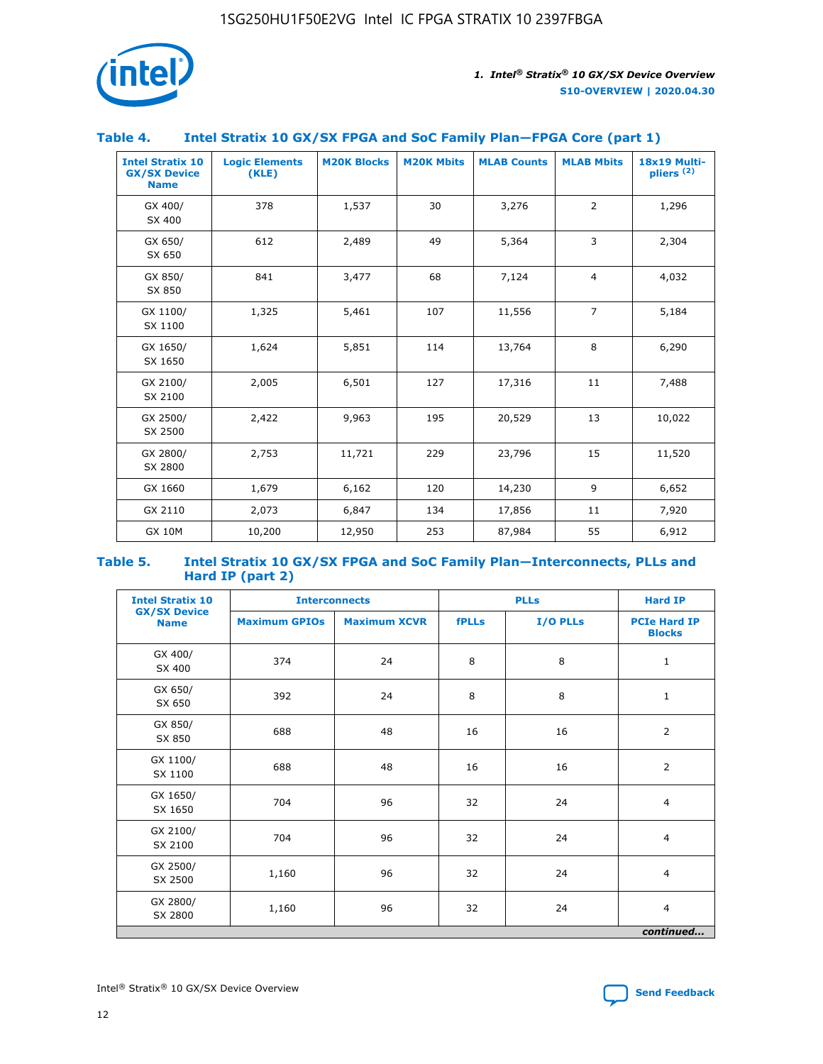### Table 4. Intel Stratix 10 GX/SX FPGA and SoC Family Plan—FPGA Core (part 1)

| Intel Stratix 10 GX/SX Device Name | Logic Elements (KLE) | M20K Blocks | M20K Mbits | MLAB Counts | MLAB Mbits | 18x19 Multipliers [2] |
|---|---|---|---|---|---|---|
| GX 400/ SX 400 | 378 | 1,537 | 30 | 3,276 | 2 | 1,296 |
| GX 650/ SX 650 | 612 | 2,489 | 49 | 5,364 | 3 | 2,304 |
| GX 850/ SX 850 | 841 | 3,477 | 68 | 7,124 | 4 | 4,032 |
| GX 1100/ SX 1100 | 1,325 | 5,461 | 107 | 11,556 | 7 | 5,184 |
| GX 1650/ SX 1650 | 1,624 | 5,851 | 114 | 13,764 | 8 | 6,290 |
| GX 2100/ SX 2100 | 2,005 | 6,501 | 127 | 17,316 | 11 | 7,488 |
| GX 2500/ SX 2500 | 2,422 | 9,963 | 195 | 20,529 | 13 | 10,022 |
| GX 2800/ SX 2800 | 2,753 | 11,721 | 229 | 23,796 | 15 | 11,520 |
| GX 1660 | 1,679 | 6,162 | 120 | 14,230 | 9 | 6,652 |
| GX 2110 | 2,073 | 6,847 | 134 | 17,856 | 11 | 7,920 |
| GX 10M | 10,200 | 12,950 | 253 | 87,984 | 55 | 6,912 |

### Table 5. Intel Stratix 10 GX/SX FPGA and SoC Family Plan—Interconnects, PLLs and Hard IP (part 2)

| Intel Stratix 10 GX/SX Device Name | Interconnects | | PLLs | | Hard IP |
|---|---|---|---|---|---|
| | Maximum GPIOs | Maximum XCVR | fPLLs | I/O PLLs | PCIe Hard IP Blocks |
| GX 400/ SX 400 | 374 | 24 | 8 | 8 | 1 |
| GX 650/ SX 650 | 392 | 24 | 8 | 8 | 1 |
| GX 850/ SX 850 | 688 | 48 | 16 | 16 | 2 |
| GX 1100/ SX 1100 | 688 | 48 | 16 | 16 | 2 |
| GX 1650/ SX 1650 | 704 | 96 | 32 | 24 | 4 |
| GX 2100/ SX 2100 | 704 | 96 | 32 | 24 | 4 |
| GX 2500/ SX 2500 | 1,160 | 96 | 32 | 24 | 4 |
| GX 2800/ SX 2800 | 1,160 | 96 | 32 | 24 | 4 |

*continued...*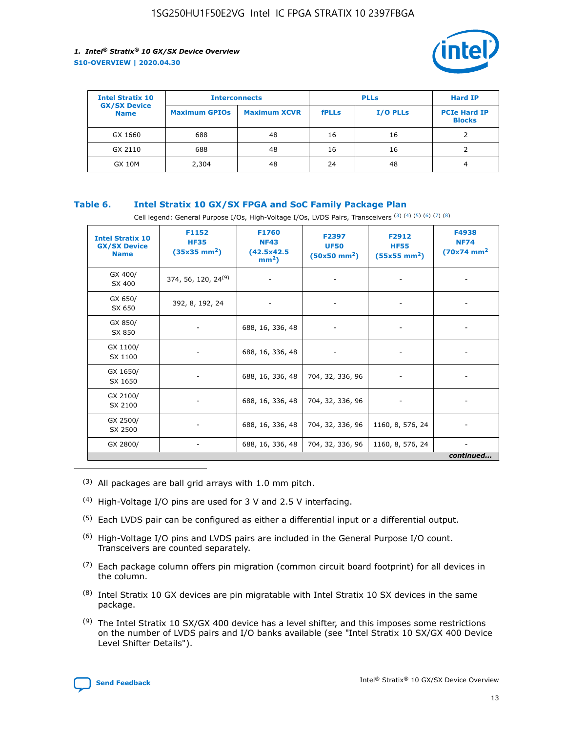| Intel Stratix 10 GX/SX Device Name | Interconnects | | PLLs | | Hard IP |
| --- | --- | --- | --- | --- | --- |
| | Maximum GPIOs | Maximum XCVR | fPLLs | I/O PLLs | PCIe Hard IP Blocks |
| GX 1660 | 688 | 48 | 16 | 16 | 2 |
| GX 2110 | 688 | 48 | 16 | 16 | 2 |
| GX 10M | 2,304 | 48 | 24 | 48 | 4 |

**Table 6. Intel Stratix 10 GX/SX FPGA and SoC Family Package Plan**

Cell legend: General Purpose I/Os, High-Voltage I/Os, LVDS Pairs, Transceivers (3) (4) (5) (6) (7) (8)

| Intel Stratix 10 GX/SX Device Name | F1152 HF35 (35x35 mm$^2$) | F1760 NF43 (42.5x42.5 mm$^2$) | F2397 UF50 (50x50 mm$^2$) | F2912 HF55 (55x55 mm$^2$) | F4938 NF74 (70x74 mm$^2$) |
| --- | --- | --- | --- | --- | --- |
| GX 400/ SX 400 | 374, 56, 120, 24[9] | - | - | - | - |
| GX 650/ SX 650 | 392, 8, 192, 24 | - | - | - | - |
| GX 850/ SX 850 | - | 688, 16, 336, 48 | - | - | - |
| GX 1100/ SX 1100 | - | 688, 16, 336, 48 | - | - | - |
| GX 1650/ SX 1650 | - | 688, 16, 336, 48 | 704, 32, 336, 96 | - | - |
| GX 2100/ SX 2100 | - | 688, 16, 336, 48 | 704, 32, 336, 96 | - | - |
| GX 2500/ SX 2500 | - | 688, 16, 336, 48 | 704, 32, 336, 96 | 1160, 8, 576, 24 | - |
| GX 2800/ | - | 688, 16, 336, 48 | 704, 32, 336, 96 | 1160, 8, 576, 24 | - |

*continued...*

(3) All packages are ball grid arrays with 1.0 mm pitch.

(4) High-Voltage I/O pins are used for 3 V and 2.5 V interfacing.

(5) Each LVDS pair can be configured as either a differential input or a differential output.

(6) High-Voltage I/O pins and LVDS pairs are included in the General Purpose I/O count. Transceivers are counted separately.

(7) Each package column offers pin migration (common circuit board footprint) for all devices in the column.

(8) Intel Stratix 10 GX devices are pin migratable with Intel Stratix 10 SX devices in the same package.

(9) The Intel Stratix 10 SX/GX 400 device has a level shifter, and this imposes some restrictions on the number of LVDS pairs and I/O banks available (see "Intel Stratix 10 SX/GX 400 Device Level Shifter Details").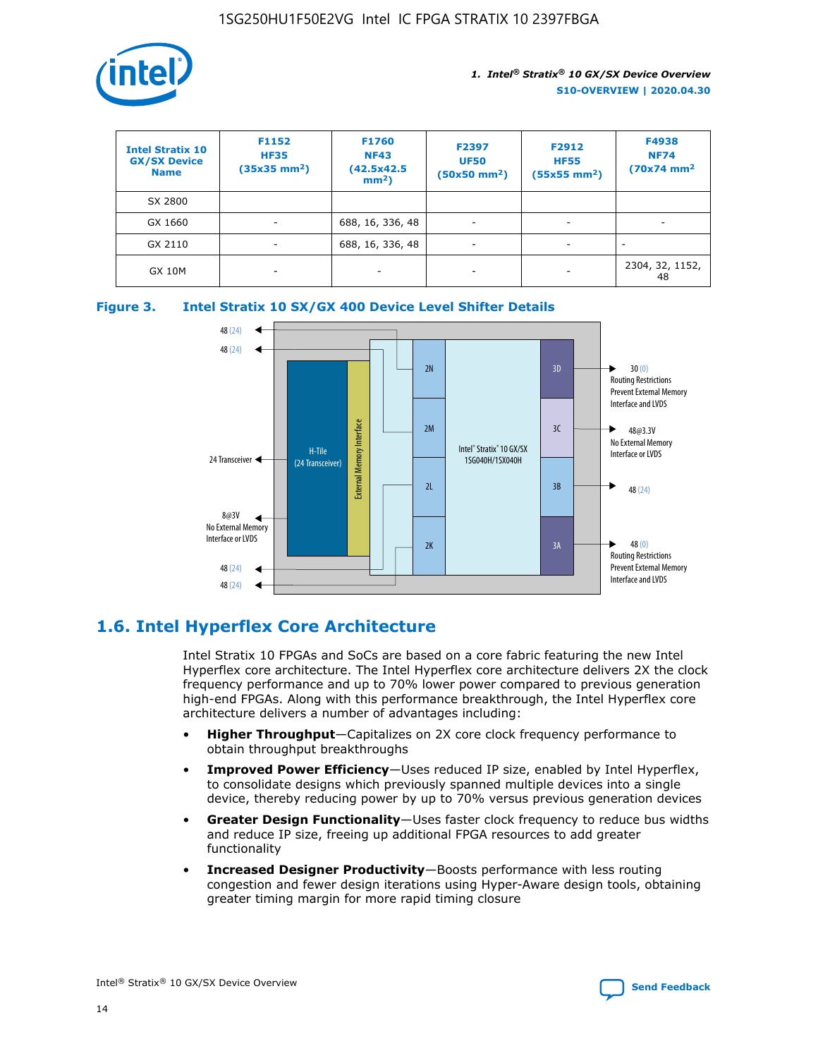| Intel Stratix 10 GX/SX Device Name | F1152 HF35 (35x35 mm²) | F1760 NF43 (42.5x42.5 mm²) | F2397 UF50 (50x50 mm²) | F2912 HF55 (55x55 mm²) | F4938 NF74 (70x74 mm² |
|---|---|---|---|---|---|
| SX 2800 | | | | | |
| GX 1660 | - | 688, 16, 336, 48 | - | - | - |
| GX 2110 | - | 688, 16, 336, 48 | - | - | - |
| GX 10M | - | - | - | - | 2304, 32, 1152, 48 |

**Figure 3. Intel Stratix 10 SX/GX 400 Device Level Shifter Details**

## 1.6. Intel Hyperflex Core Architecture

Intel Stratix 10 FPGAs and SoCs are based on a core fabric featuring the new Intel Hyperflex core architecture. The Intel Hyperflex core architecture delivers 2X the clock frequency performance and up to 70% lower power compared to previous generation high-end FPGAs. Along with this performance breakthrough, the Intel Hyperflex core architecture delivers a number of advantages including:

- **Higher Throughput**—Capitalizes on 2X core clock frequency performance to obtain throughput breakthroughs
- **Improved Power Efficiency**—Uses reduced IP size, enabled by Intel Hyperflex, to consolidate designs which previously spanned multiple devices into a single device, thereby reducing power by up to 70% versus previous generation devices
- **Greater Design Functionality**—Uses faster clock frequency to reduce bus widths and reduce IP size, freeing up additional FPGA resources to add greater functionality
- **Increased Designer Productivity**—Boosts performance with less routing congestion and fewer design iterations using Hyper-Aware design tools, obtaining greater timing margin for more rapid timing closure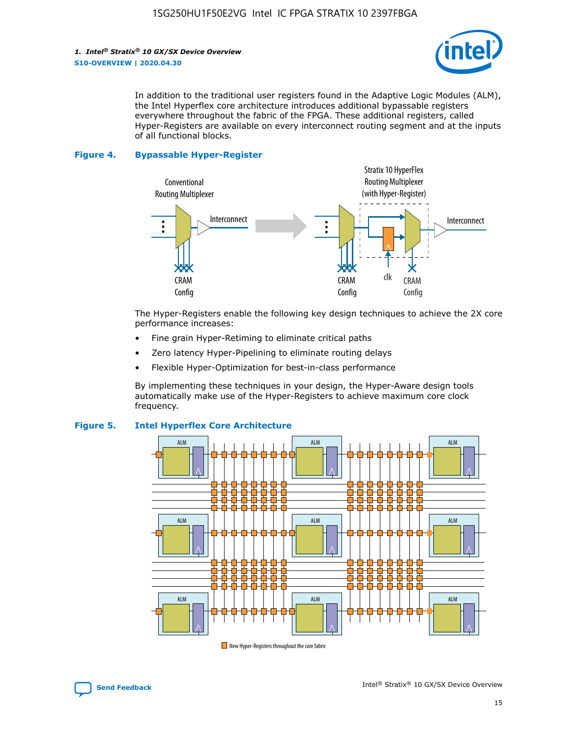In addition to the traditional user registers found in the Adaptive Logic Modules (ALM), the Intel Hyperflex core architecture introduces additional bypassable registers everywhere throughout the fabric of the FPGA. These additional registers, called Hyper-Registers are available on every interconnect routing segment and at the inputs of all functional blocks.

**Figure 4. Bypassable Hyper-Register**

The Hyper-Registers enable the following key design techniques to achieve the 2X core performance increases:

- Fine grain Hyper-Retiming to eliminate critical paths
- Zero latency Hyper-Pipelining to eliminate routing delays
- Flexible Hyper-Optimization for best-in-class performance

By implementing these techniques in your design, the Hyper-Aware design tools automatically make use of the Hyper-Registers to achieve maximum core clock frequency.

**Figure 5. Intel Hyperflex Core Architecture**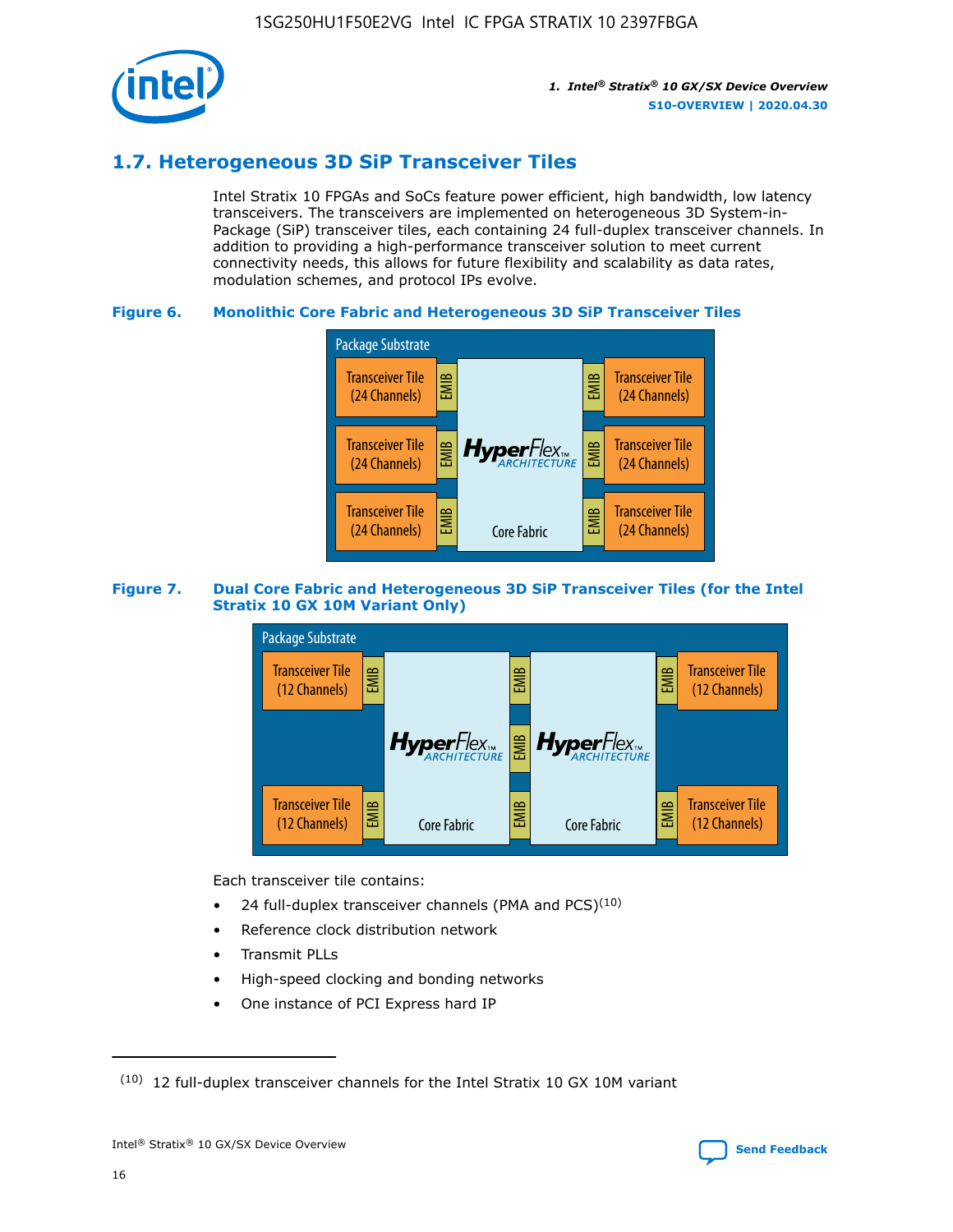## 1.7. Heterogeneous 3D SiP Transceiver Tiles

Intel Stratix 10 FPGAs and SoCs feature power efficient, high bandwidth, low latency transceivers. The transceivers are implemented on heterogeneous 3D System-in-Package (SiP) transceiver tiles, each containing 24 full-duplex transceiver channels. In addition to providing a high-performance transceiver solution to meet current connectivity needs, this allows for future flexibility and scalability as data rates, modulation schemes, and protocol IPs evolve.

**Figure 6. Monolithic Core Fabric and Heterogeneous 3D SiP Transceiver Tiles**

Package Substrate

Transceiver Tile (24 Channels) | EMIB | HyperFlex ARCHITECTURE Core Fabric | EMIB | Transceiver Tile (24 Channels)

Transceiver Tile (24 Channels) | EMIB | | EMIB | Transceiver Tile (24 Channels)

Transceiver Tile (24 Channels) | EMIB | | EMIB | Transceiver Tile (24 Channels)

**Figure 7. Dual Core Fabric and Heterogeneous 3D SiP Transceiver Tiles (for the Intel Stratix 10 GX 10M Variant Only)**

Package Substrate

Transceiver Tile (12 Channels) | EMIB | HyperFlex ARCHITECTURE Core Fabric | EMIB | HyperFlex ARCHITECTURE Core Fabric | EMIB | Transceiver Tile (12 Channels)

Transceiver Tile (12 Channels) | EMIB | | EMIB | | EMIB | Transceiver Tile (12 Channels)

Each transceiver tile contains:

- 24 full-duplex transceiver channels (PMA and PCS)[10]
- Reference clock distribution network
- Transmit PLLs
- High-speed clocking and bonding networks
- One instance of PCI Express hard IP

(10) 12 full-duplex transceiver channels for the Intel Stratix 10 GX 10M variant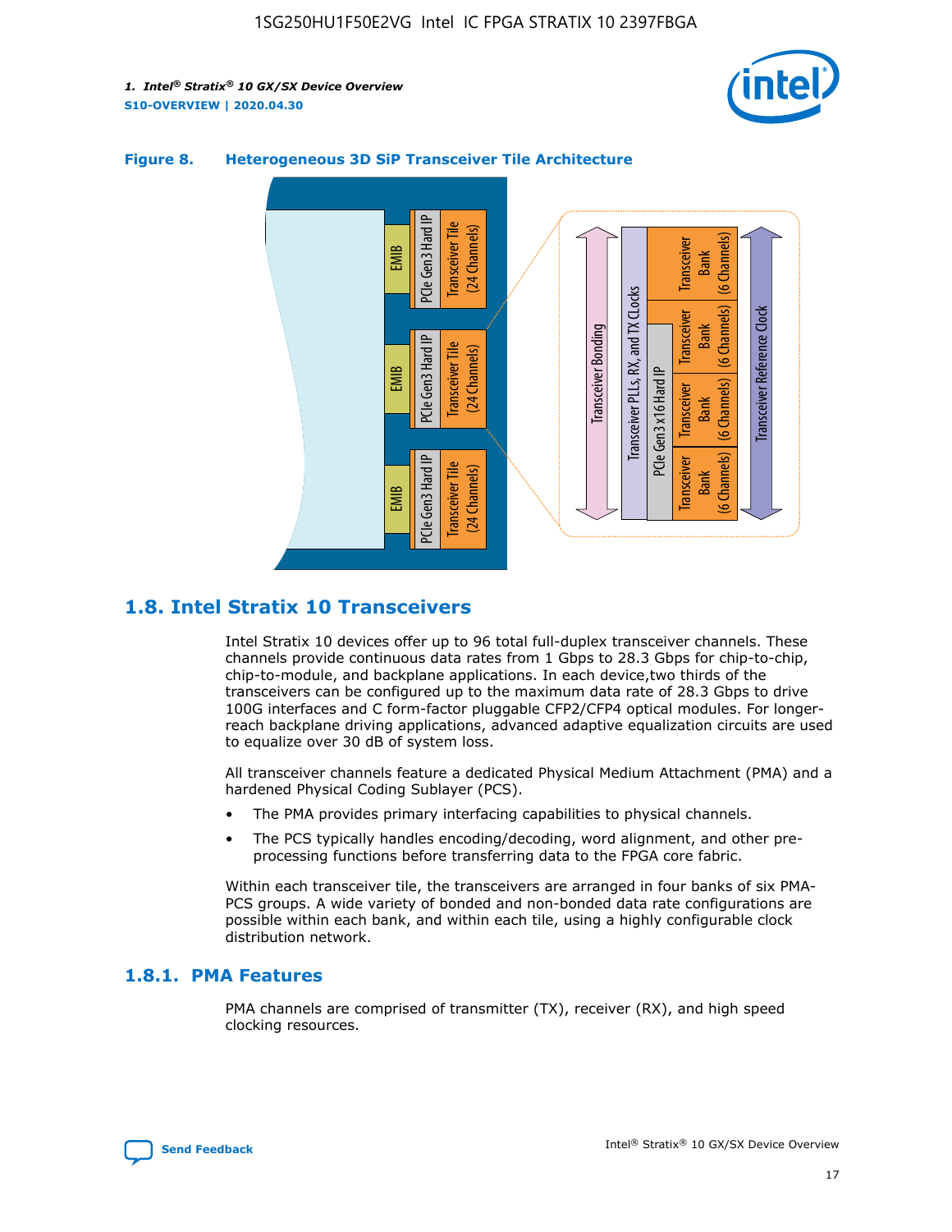**Figure 8. Heterogeneous 3D SiP Transceiver Tile Architecture**

## 1.8. Intel Stratix 10 Transceivers

Intel Stratix 10 devices offer up to 96 total full-duplex transceiver channels. These channels provide continuous data rates from 1 Gbps to 28.3 Gbps for chip-to-chip, chip-to-module, and backplane applications. In each device,two thirds of the transceivers can be configured up to the maximum data rate of 28.3 Gbps to drive 100G interfaces and C form-factor pluggable CFP2/CFP4 optical modules. For longer-reach backplane driving applications, advanced adaptive equalization circuits are used to equalize over 30 dB of system loss.

All transceiver channels feature a dedicated Physical Medium Attachment (PMA) and a hardened Physical Coding Sublayer (PCS).

- The PMA provides primary interfacing capabilities to physical channels.
- The PCS typically handles encoding/decoding, word alignment, and other pre-processing functions before transferring data to the FPGA core fabric.

Within each transceiver tile, the transceivers are arranged in four banks of six PMA-PCS groups. A wide variety of bonded and non-bonded data rate configurations are possible within each bank, and within each tile, using a highly configurable clock distribution network.

### 1.8.1. PMA Features

PMA channels are comprised of transmitter (TX), receiver (RX), and high speed clocking resources.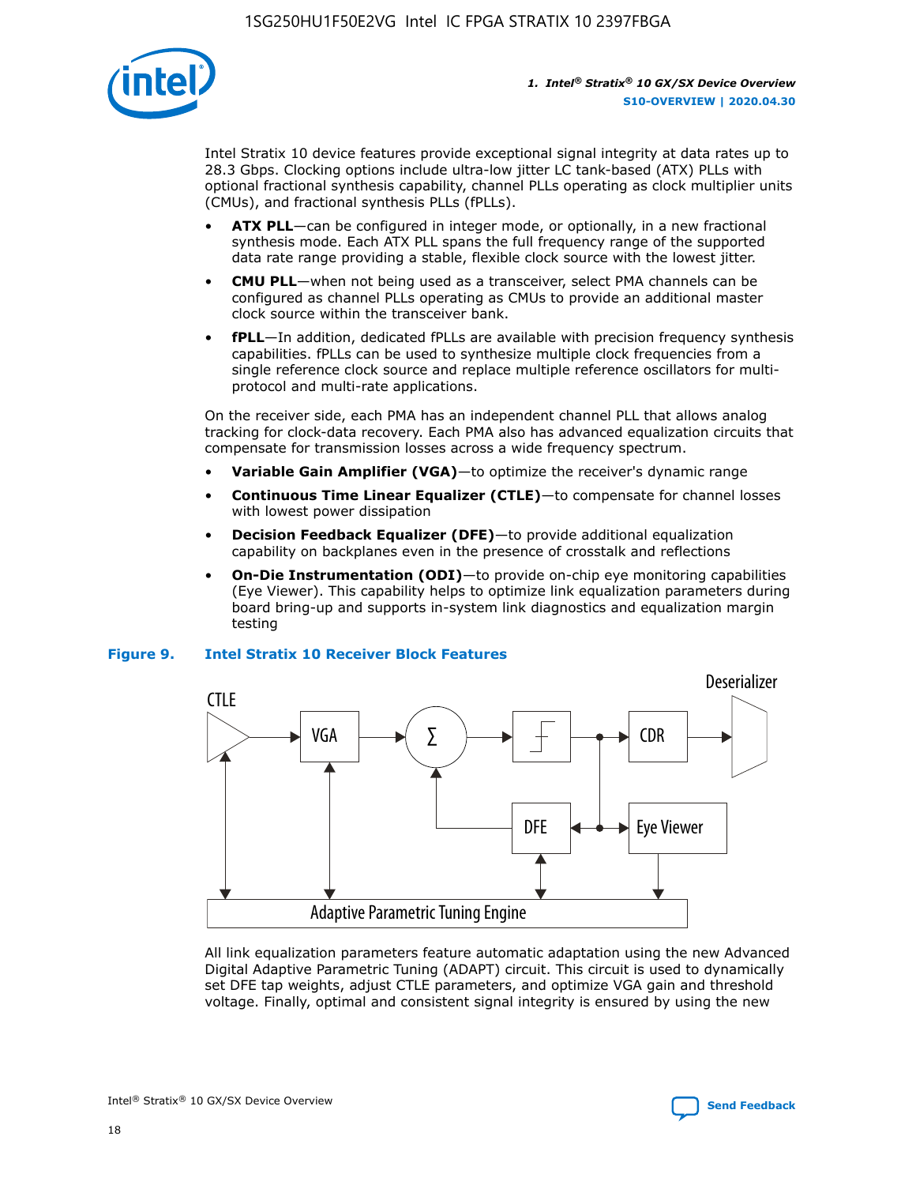Intel Stratix 10 device features provide exceptional signal integrity at data rates up to 28.3 Gbps. Clocking options include ultra-low jitter LC tank-based (ATX) PLLs with optional fractional synthesis capability, channel PLLs operating as clock multiplier units (CMUs), and fractional synthesis PLLs (fPLLs).

- **ATX PLL**—can be configured in integer mode, or optionally, in a new fractional synthesis mode. Each ATX PLL spans the full frequency range of the supported data rate range providing a stable, flexible clock source with the lowest jitter.
- **CMU PLL**—when not being used as a transceiver, select PMA channels can be configured as channel PLLs operating as CMUs to provide an additional master clock source within the transceiver bank.
- **fPLL**—In addition, dedicated fPLLs are available with precision frequency synthesis capabilities. fPLLs can be used to synthesize multiple clock frequencies from a single reference clock source and replace multiple reference oscillators for multi-protocol and multi-rate applications.

On the receiver side, each PMA has an independent channel PLL that allows analog tracking for clock-data recovery. Each PMA also has advanced equalization circuits that compensate for transmission losses across a wide frequency spectrum.

- **Variable Gain Amplifier (VGA)**—to optimize the receiver's dynamic range
- **Continuous Time Linear Equalizer (CTLE)**—to compensate for channel losses with lowest power dissipation
- **Decision Feedback Equalizer (DFE)**—to provide additional equalization capability on backplanes even in the presence of crosstalk and reflections
- **On-Die Instrumentation (ODI)**—to provide on-chip eye monitoring capabilities (Eye Viewer). This capability helps to optimize link equalization parameters during board bring-up and supports in-system link diagnostics and equalization margin testing

**Figure 9. Intel Stratix 10 Receiver Block Features**

All link equalization parameters feature automatic adaptation using the new Advanced Digital Adaptive Parametric Tuning (ADAPT) circuit. This circuit is used to dynamically set DFE tap weights, adjust CTLE parameters, and optimize VGA gain and threshold voltage. Finally, optimal and consistent signal integrity is ensured by using the new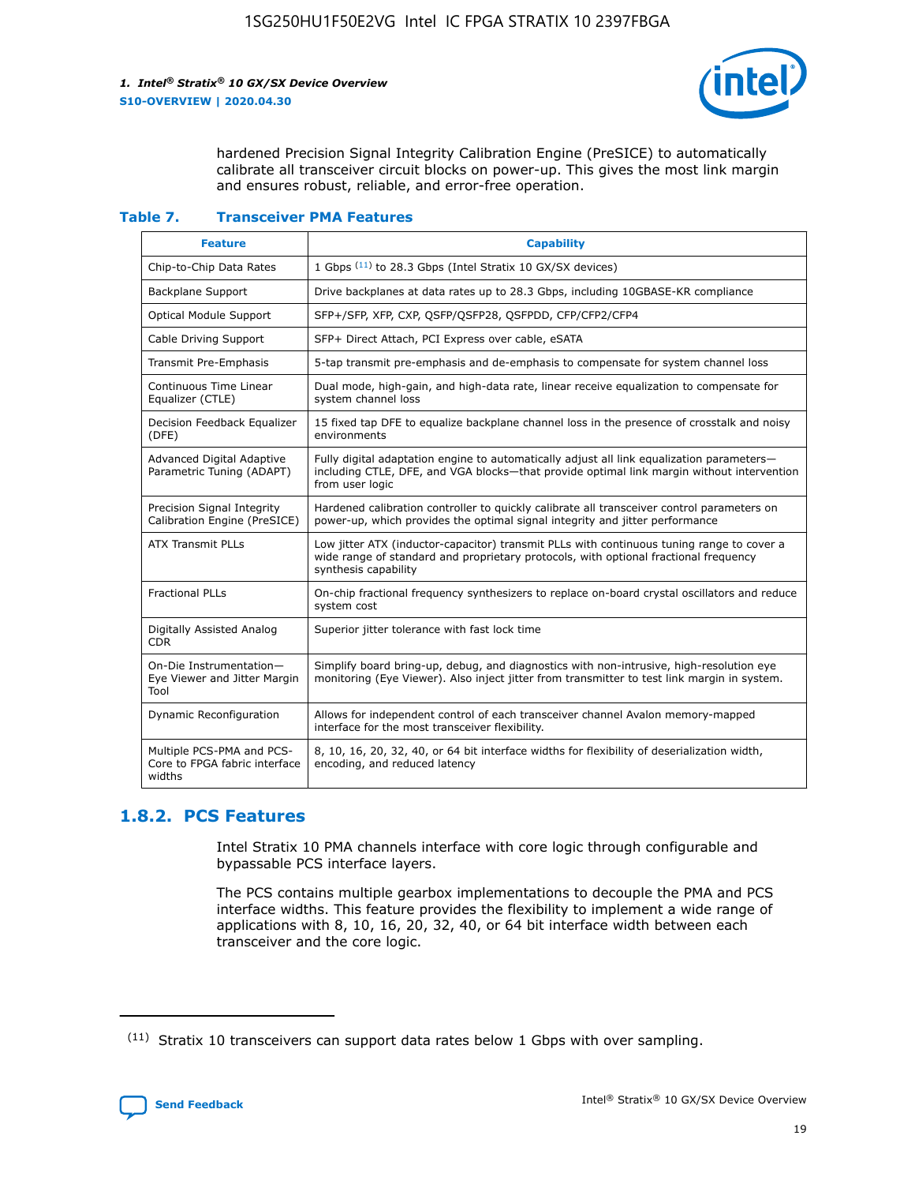hardened Precision Signal Integrity Calibration Engine (PreSICE) to automatically calibrate all transceiver circuit blocks on power-up. This gives the most link margin and ensures robust, reliable, and error-free operation.

**Table 7. Transceiver PMA Features**

| Feature | Capability |
| --- | --- |
| Chip-to-Chip Data Rates | 1 Gbps [11] to 28.3 Gbps (Intel Stratix 10 GX/SX devices) |
| Backplane Support | Drive backplanes at data rates up to 28.3 Gbps, including 10GBASE-KR compliance |
| Optical Module Support | SFP+/SFP, XFP, CXP, QSFP/QSFP28, QSFPDD, CFP/CFP2/CFP4 |
| Cable Driving Support | SFP+ Direct Attach, PCI Express over cable, eSATA |
| Transmit Pre-Emphasis | 5-tap transmit pre-emphasis and de-emphasis to compensate for system channel loss |
| Continuous Time Linear Equalizer (CTLE) | Dual mode, high-gain, and high-data rate, linear receive equalization to compensate for system channel loss |
| Decision Feedback Equalizer (DFE) | 15 fixed tap DFE to equalize backplane channel loss in the presence of crosstalk and noisy environments |
| Advanced Digital Adaptive Parametric Tuning (ADAPT) | Fully digital adaptation engine to automatically adjust all link equalization parameters—including CTLE, DFE, and VGA blocks—that provide optimal link margin without intervention from user logic |
| Precision Signal Integrity Calibration Engine (PreSICE) | Hardened calibration controller to quickly calibrate all transceiver control parameters on power-up, which provides the optimal signal integrity and jitter performance |
| ATX Transmit PLLs | Low jitter ATX (inductor-capacitor) transmit PLLs with continuous tuning range to cover a wide range of standard and proprietary protocols, with optional fractional frequency synthesis capability |
| Fractional PLLs | On-chip fractional frequency synthesizers to replace on-board crystal oscillators and reduce system cost |
| Digitally Assisted Analog CDR | Superior jitter tolerance with fast lock time |
| On-Die Instrumentation—Eye Viewer and Jitter Margin Tool | Simplify board bring-up, debug, and diagnostics with non-intrusive, high-resolution eye monitoring (Eye Viewer). Also inject jitter from transmitter to test link margin in system. |
| Dynamic Reconfiguration | Allows for independent control of each transceiver channel Avalon memory-mapped interface for the most transceiver flexibility. |
| Multiple PCS-PMA and PCS-Core to FPGA fabric interface widths | 8, 10, 16, 20, 32, 40, or 64 bit interface widths for flexibility of deserialization width, encoding, and reduced latency |

## 1.8.2. PCS Features

Intel Stratix 10 PMA channels interface with core logic through configurable and bypassable PCS interface layers.

The PCS contains multiple gearbox implementations to decouple the PMA and PCS interface widths. This feature provides the flexibility to implement a wide range of applications with 8, 10, 16, 20, 32, 40, or 64 bit interface width between each transceiver and the core logic.

---

[11] Stratix 10 transceivers can support data rates below 1 Gbps with over sampling.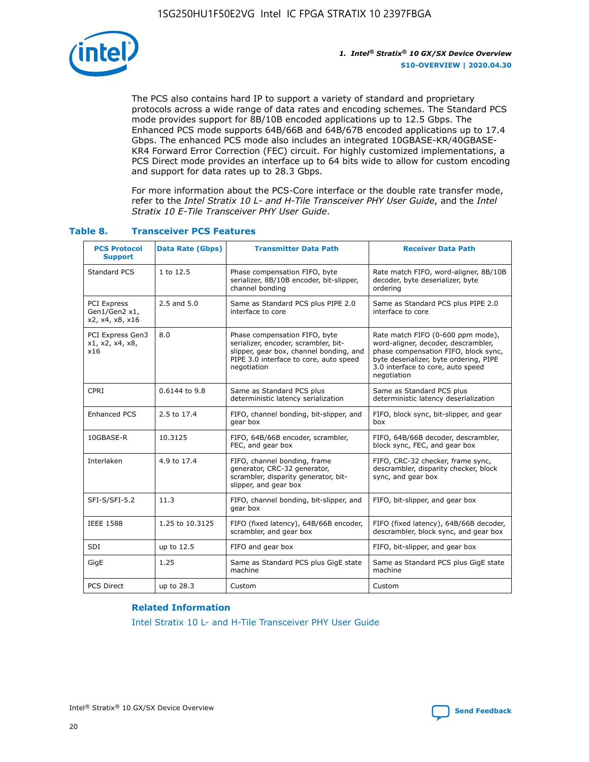The PCS also contains hard IP to support a variety of standard and proprietary protocols across a wide range of data rates and encoding schemes. The Standard PCS mode provides support for 8B/10B encoded applications up to 12.5 Gbps. The Enhanced PCS mode supports 64B/66B and 64B/67B encoded applications up to 17.4 Gbps. The enhanced PCS mode also includes an integrated 10GBASE-KR/40GBASE-KR4 Forward Error Correction (FEC) circuit. For highly customized implementations, a PCS Direct mode provides an interface up to 64 bits wide to allow for custom encoding and support for data rates up to 28.3 Gbps.

For more information about the PCS-Core interface or the double rate transfer mode, refer to the *Intel Stratix 10 L- and H-Tile Transceiver PHY User Guide*, and the *Intel Stratix 10 E-Tile Transceiver PHY User Guide*.

**Table 8. Transceiver PCS Features**

| PCS Protocol Support | Data Rate (Gbps) | Transmitter Data Path | Receiver Data Path |
| --- | --- | --- | --- |
| Standard PCS | 1 to 12.5 | Phase compensation FIFO, byte serializer, 8B/10B encoder, bit-slipper, channel bonding | Rate match FIFO, word-aligner, 8B/10B decoder, byte deserializer, byte ordering |
| PCI Express Gen1/Gen2 x1, x2, x4, x8, x16 | 2.5 and 5.0 | Same as Standard PCS plus PIPE 2.0 interface to core | Same as Standard PCS plus PIPE 2.0 interface to core |
| PCI Express Gen3 x1, x2, x4, x8, x16 | 8.0 | Phase compensation FIFO, byte serializer, encoder, scrambler, bit-slipper, gear box, channel bonding, and PIPE 3.0 interface to core, auto speed negotiation | Rate match FIFO (0-600 ppm mode), word-aligner, decoder, descrambler, phase compensation FIFO, block sync, byte deserializer, byte ordering, PIPE 3.0 interface to core, auto speed negotiation |
| CPRI | 0.6144 to 9.8 | Same as Standard PCS plus deterministic latency serialization | Same as Standard PCS plus deterministic latency deserialization |
| Enhanced PCS | 2.5 to 17.4 | FIFO, channel bonding, bit-slipper, and gear box | FIFO, block sync, bit-slipper, and gear box |
| 10GBASE-R | 10.3125 | FIFO, 64B/66B encoder, scrambler, FEC, and gear box | FIFO, 64B/66B decoder, descrambler, block sync, FEC, and gear box |
| Interlaken | 4.9 to 17.4 | FIFO, channel bonding, frame generator, CRC-32 generator, scrambler, disparity generator, bit-slipper, and gear box | FIFO, CRC-32 checker, frame sync, descrambler, disparity checker, block sync, and gear box |
| SFI-S/SFI-5.2 | 11.3 | FIFO, channel bonding, bit-slipper, and gear box | FIFO, bit-slipper, and gear box |
| IEEE 1588 | 1.25 to 10.3125 | FIFO (fixed latency), 64B/66B encoder, scrambler, and gear box | FIFO (fixed latency), 64B/66B decoder, descrambler, block sync, and gear box |
| SDI | up to 12.5 | FIFO and gear box | FIFO, bit-slipper, and gear box |
| GigE | 1.25 | Same as Standard PCS plus GigE state machine | Same as Standard PCS plus GigE state machine |
| PCS Direct | up to 28.3 | Custom | Custom |

**Related Information**

Intel Stratix 10 L- and H-Tile Transceiver PHY User Guide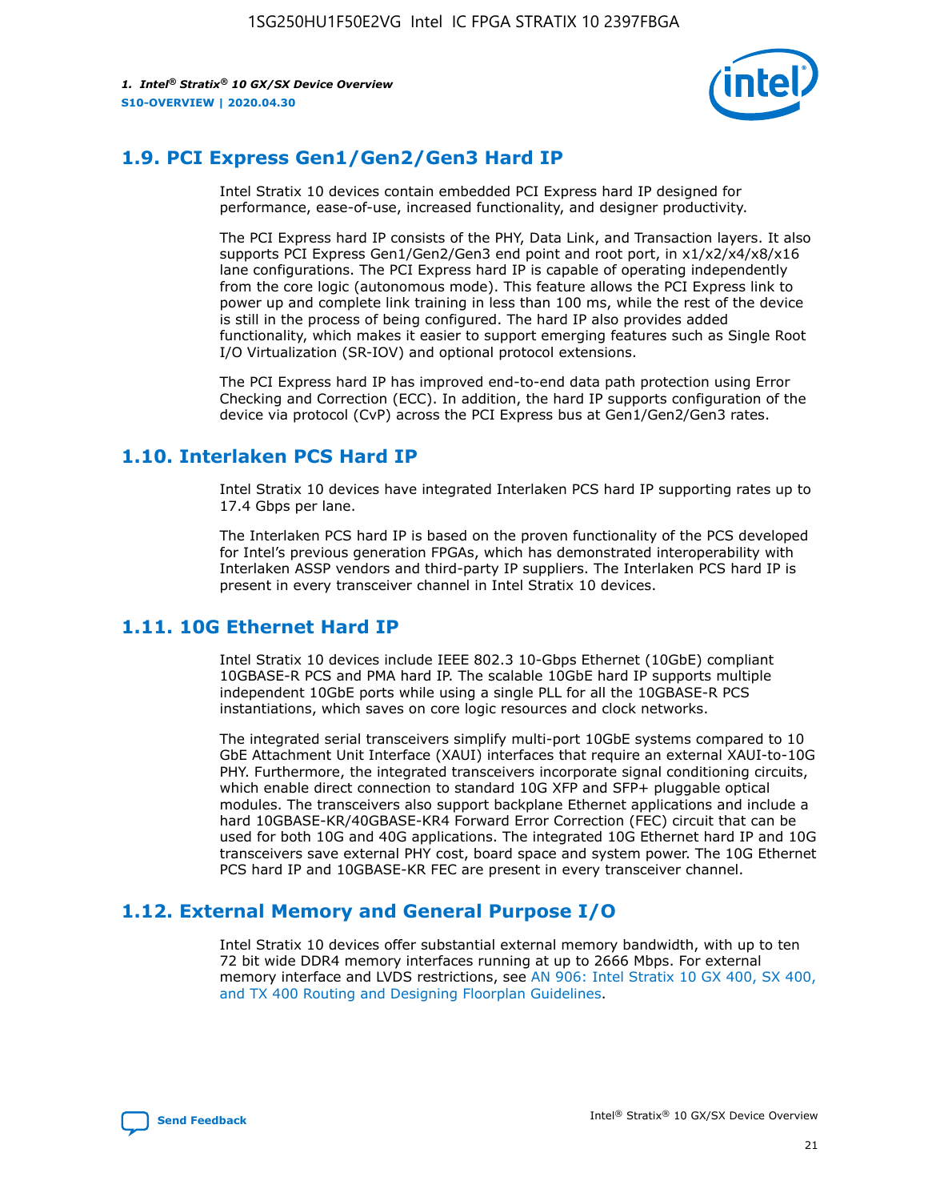## 1.9. PCI Express Gen1/Gen2/Gen3 Hard IP

Intel Stratix 10 devices contain embedded PCI Express hard IP designed for performance, ease-of-use, increased functionality, and designer productivity.

The PCI Express hard IP consists of the PHY, Data Link, and Transaction layers. It also supports PCI Express Gen1/Gen2/Gen3 end point and root port, in x1/x2/x4/x8/x16 lane configurations. The PCI Express hard IP is capable of operating independently from the core logic (autonomous mode). This feature allows the PCI Express link to power up and complete link training in less than 100 ms, while the rest of the device is still in the process of being configured. The hard IP also provides added functionality, which makes it easier to support emerging features such as Single Root I/O Virtualization (SR-IOV) and optional protocol extensions.

The PCI Express hard IP has improved end-to-end data path protection using Error Checking and Correction (ECC). In addition, the hard IP supports configuration of the device via protocol (CvP) across the PCI Express bus at Gen1/Gen2/Gen3 rates.

## 1.10. Interlaken PCS Hard IP

Intel Stratix 10 devices have integrated Interlaken PCS hard IP supporting rates up to 17.4 Gbps per lane.

The Interlaken PCS hard IP is based on the proven functionality of the PCS developed for Intel's previous generation FPGAs, which has demonstrated interoperability with Interlaken ASSP vendors and third-party IP suppliers. The Interlaken PCS hard IP is present in every transceiver channel in Intel Stratix 10 devices.

## 1.11. 10G Ethernet Hard IP

Intel Stratix 10 devices include IEEE 802.3 10-Gbps Ethernet (10GbE) compliant 10GBASE-R PCS and PMA hard IP. The scalable 10GbE hard IP supports multiple independent 10GbE ports while using a single PLL for all the 10GBASE-R PCS instantiations, which saves on core logic resources and clock networks.

The integrated serial transceivers simplify multi-port 10GbE systems compared to 10 GbE Attachment Unit Interface (XAUI) interfaces that require an external XAUI-to-10G PHY. Furthermore, the integrated transceivers incorporate signal conditioning circuits, which enable direct connection to standard 10G XFP and SFP+ pluggable optical modules. The transceivers also support backplane Ethernet applications and include a hard 10GBASE-KR/40GBASE-KR4 Forward Error Correction (FEC) circuit that can be used for both 10G and 40G applications. The integrated 10G Ethernet hard IP and 10G transceivers save external PHY cost, board space and system power. The 10G Ethernet PCS hard IP and 10GBASE-KR FEC are present in every transceiver channel.

## 1.12. External Memory and General Purpose I/O

Intel Stratix 10 devices offer substantial external memory bandwidth, with up to ten 72 bit wide DDR4 memory interfaces running at up to 2666 Mbps. For external memory interface and LVDS restrictions, see AN 906: Intel Stratix 10 GX 400, SX 400, and TX 400 Routing and Designing Floorplan Guidelines.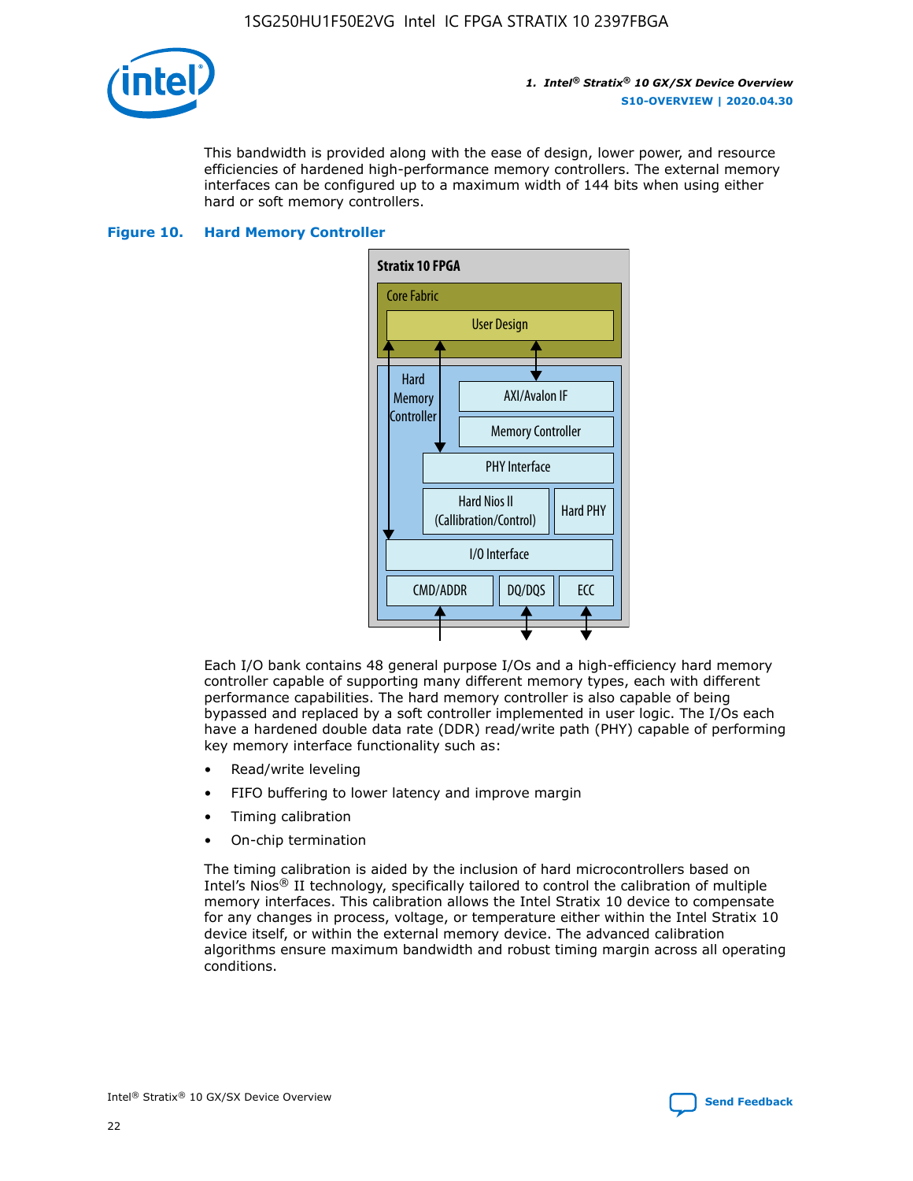This bandwidth is provided along with the ease of design, lower power, and resource efficiencies of hardened high-performance memory controllers. The external memory interfaces can be configured up to a maximum width of 144 bits when using either hard or soft memory controllers.

**Figure 10. Hard Memory Controller**

Stratix 10 FPGA

Core Fabric

User Design

Hard Memory Controller

AXI/Avalon IF

Memory Controller

PHY Interface

Hard Nios II (Callibration/Control)

Hard PHY

I/O Interface

CMD/ADDR

DQ/DQS

ECC

Each I/O bank contains 48 general purpose I/Os and a high-efficiency hard memory controller capable of supporting many different memory types, each with different performance capabilities. The hard memory controller is also capable of being bypassed and replaced by a soft controller implemented in user logic. The I/Os each have a hardened double data rate (DDR) read/write path (PHY) capable of performing key memory interface functionality such as:

- Read/write leveling
- FIFO buffering to lower latency and improve margin
- Timing calibration
- On-chip termination

The timing calibration is aided by the inclusion of hard microcontrollers based on Intel's Nios® II technology, specifically tailored to control the calibration of multiple memory interfaces. This calibration allows the Intel Stratix 10 device to compensate for any changes in process, voltage, or temperature either within the Intel Stratix 10 device itself, or within the external memory device. The advanced calibration algorithms ensure maximum bandwidth and robust timing margin across all operating conditions.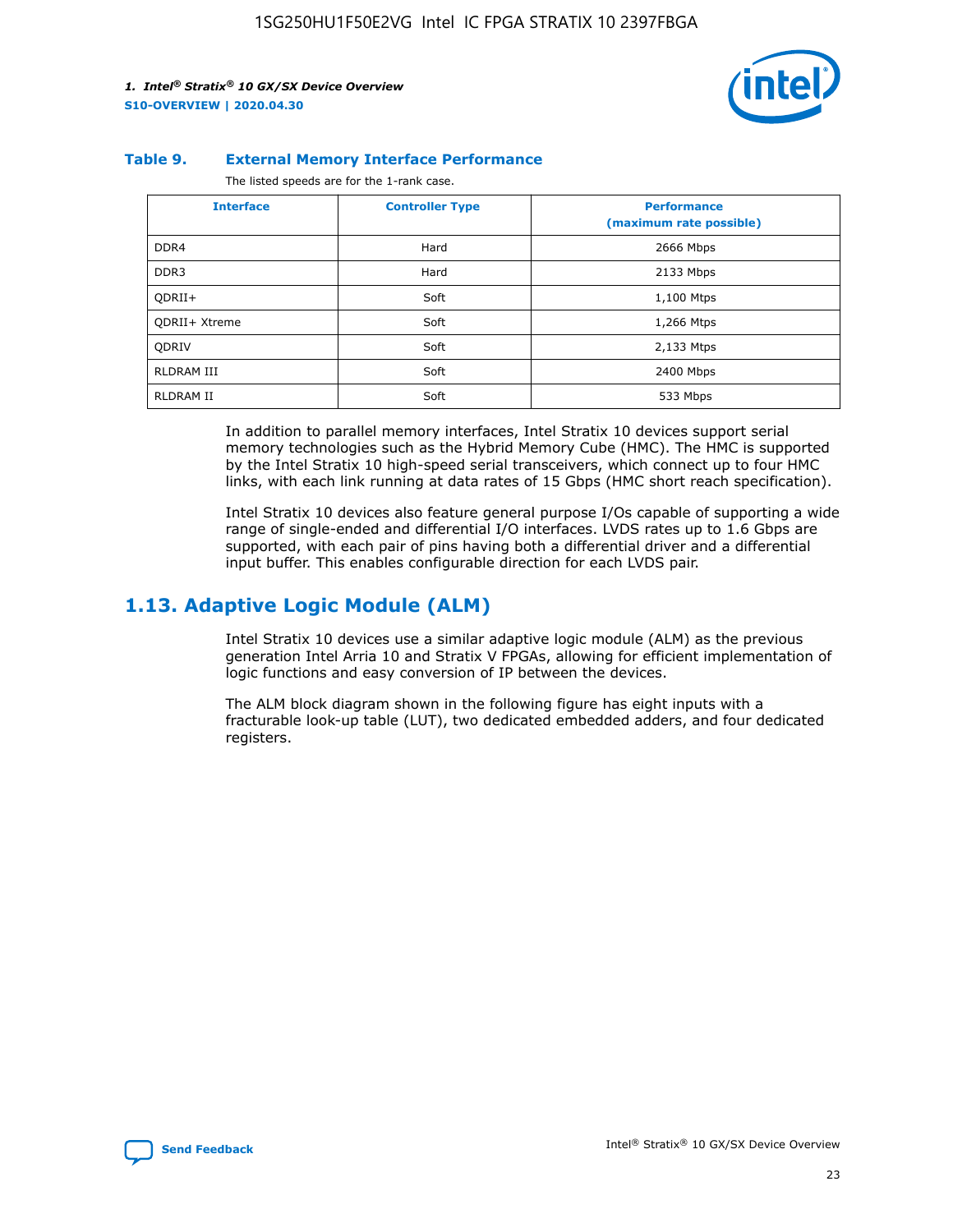**Table 9. External Memory Interface Performance**

The listed speeds are for the 1-rank case.

| Interface | Controller Type | Performance (maximum rate possible) |
| --- | --- | --- |
| DDR4 | Hard | 2666 Mbps |
| DDR3 | Hard | 2133 Mbps |
| QDRII+ | Soft | 1,100 Mtps |
| QDRII+ Xtreme | Soft | 1,266 Mtps |
| QDRIV | Soft | 2,133 Mtps |
| RLDRAM III | Soft | 2400 Mbps |
| RLDRAM II | Soft | 533 Mbps |

In addition to parallel memory interfaces, Intel Stratix 10 devices support serial memory technologies such as the Hybrid Memory Cube (HMC). The HMC is supported by the Intel Stratix 10 high-speed serial transceivers, which connect up to four HMC links, with each link running at data rates of 15 Gbps (HMC short reach specification).

Intel Stratix 10 devices also feature general purpose I/Os capable of supporting a wide range of single-ended and differential I/O interfaces. LVDS rates up to 1.6 Gbps are supported, with each pair of pins having both a differential driver and a differential input buffer. This enables configurable direction for each LVDS pair.

## 1.13. Adaptive Logic Module (ALM)

Intel Stratix 10 devices use a similar adaptive logic module (ALM) as the previous generation Intel Arria 10 and Stratix V FPGAs, allowing for efficient implementation of logic functions and easy conversion of IP between the devices.

The ALM block diagram shown in the following figure has eight inputs with a fracturable look-up table (LUT), two dedicated embedded adders, and four dedicated registers.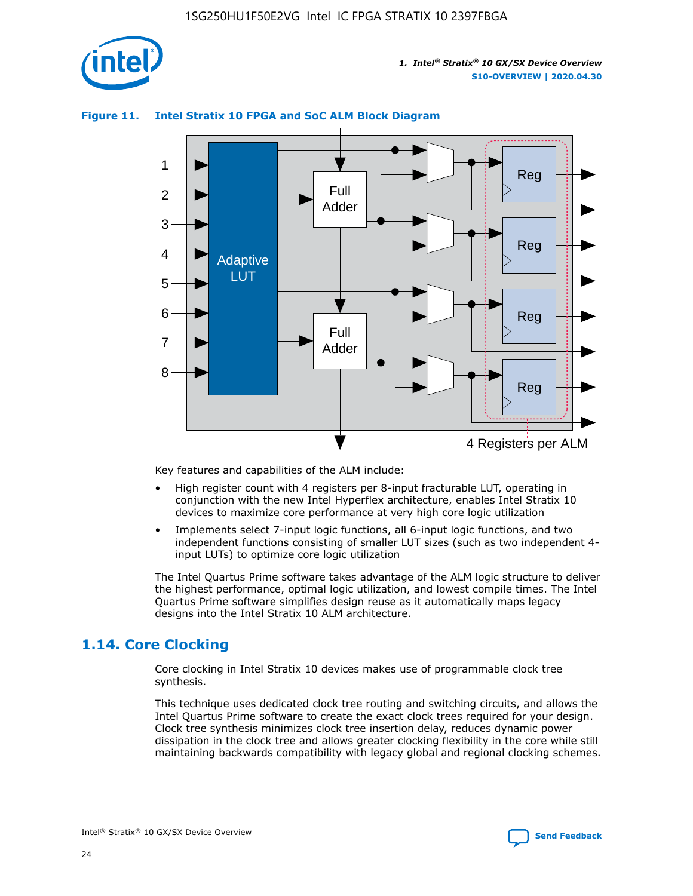**Figure 11. Intel Stratix 10 FPGA and SoC ALM Block Diagram**

Key features and capabilities of the ALM include:

- High register count with 4 registers per 8-input fracturable LUT, operating in conjunction with the new Intel Hyperflex architecture, enables Intel Stratix 10 devices to maximize core performance at very high core logic utilization
- Implements select 7-input logic functions, all 6-input logic functions, and two independent functions consisting of smaller LUT sizes (such as two independent 4-input LUTs) to optimize core logic utilization

The Intel Quartus Prime software takes advantage of the ALM logic structure to deliver the highest performance, optimal logic utilization, and lowest compile times. The Intel Quartus Prime software simplifies design reuse as it automatically maps legacy designs into the Intel Stratix 10 ALM architecture.

## 1.14. Core Clocking

Core clocking in Intel Stratix 10 devices makes use of programmable clock tree synthesis.

This technique uses dedicated clock tree routing and switching circuits, and allows the Intel Quartus Prime software to create the exact clock trees required for your design. Clock tree synthesis minimizes clock tree insertion delay, reduces dynamic power dissipation in the clock tree and allows greater clocking flexibility in the core while still maintaining backwards compatibility with legacy global and regional clocking schemes.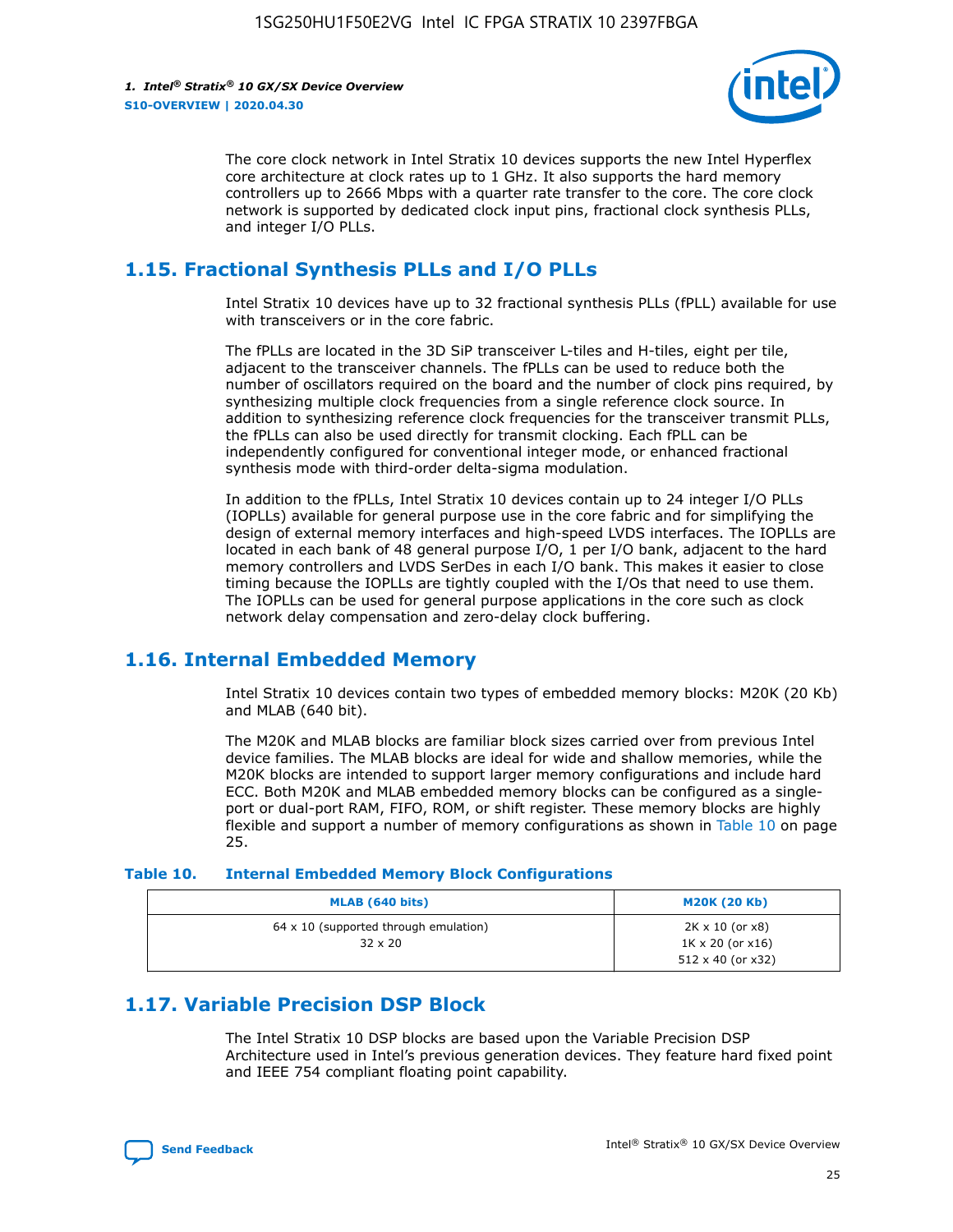The core clock network in Intel Stratix 10 devices supports the new Intel Hyperflex core architecture at clock rates up to 1 GHz. It also supports the hard memory controllers up to 2666 Mbps with a quarter rate transfer to the core. The core clock network is supported by dedicated clock input pins, fractional clock synthesis PLLs, and integer I/O PLLs.

## 1.15. Fractional Synthesis PLLs and I/O PLLs

Intel Stratix 10 devices have up to 32 fractional synthesis PLLs (fPLL) available for use with transceivers or in the core fabric.

The fPLLs are located in the 3D SiP transceiver L-tiles and H-tiles, eight per tile, adjacent to the transceiver channels. The fPLLs can be used to reduce both the number of oscillators required on the board and the number of clock pins required, by synthesizing multiple clock frequencies from a single reference clock source. In addition to synthesizing reference clock frequencies for the transceiver transmit PLLs, the fPLLs can also be used directly for transmit clocking. Each fPLL can be independently configured for conventional integer mode, or enhanced fractional synthesis mode with third-order delta-sigma modulation.

In addition to the fPLLs, Intel Stratix 10 devices contain up to 24 integer I/O PLLs (IOPLLs) available for general purpose use in the core fabric and for simplifying the design of external memory interfaces and high-speed LVDS interfaces. The IOPLLs are located in each bank of 48 general purpose I/O, 1 per I/O bank, adjacent to the hard memory controllers and LVDS SerDes in each I/O bank. This makes it easier to close timing because the IOPLLs are tightly coupled with the I/Os that need to use them. The IOPLLs can be used for general purpose applications in the core such as clock network delay compensation and zero-delay clock buffering.

## 1.16. Internal Embedded Memory

Intel Stratix 10 devices contain two types of embedded memory blocks: M20K (20 Kb) and MLAB (640 bit).

The M20K and MLAB blocks are familiar block sizes carried over from previous Intel device families. The MLAB blocks are ideal for wide and shallow memories, while the M20K blocks are intended to support larger memory configurations and include hard ECC. Both M20K and MLAB embedded memory blocks can be configured as a single-port or dual-port RAM, FIFO, ROM, or shift register. These memory blocks are highly flexible and support a number of memory configurations as shown in Table 10 on page 25.

**Table 10. Internal Embedded Memory Block Configurations**

| MLAB (640 bits) | M20K (20 Kb) |
|---|---|
| 64 x 10 (supported through emulation)<br>32 x 20 | 2K x 10 (or x8)<br>1K x 20 (or x16)<br>512 x 40 (or x32) |

## 1.17. Variable Precision DSP Block

The Intel Stratix 10 DSP blocks are based upon the Variable Precision DSP Architecture used in Intel's previous generation devices. They feature hard fixed point and IEEE 754 compliant floating point capability.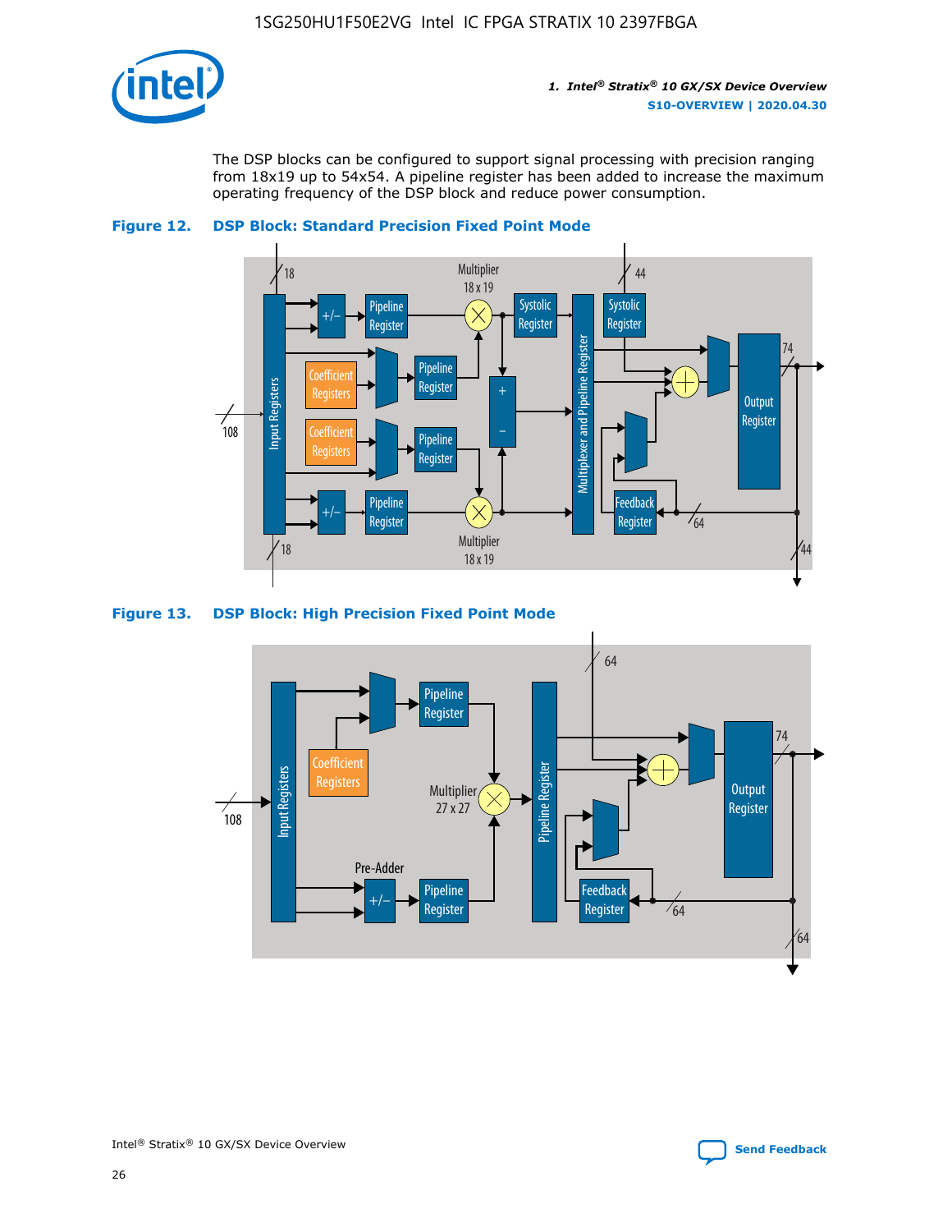The DSP blocks can be configured to support signal processing with precision ranging from 18x19 up to 54x54. A pipeline register has been added to increase the maximum operating frequency of the DSP block and reduce power consumption.

**Figure 12. DSP Block: Standard Precision Fixed Point Mode**

**Figure 13. DSP Block: High Precision Fixed Point Mode**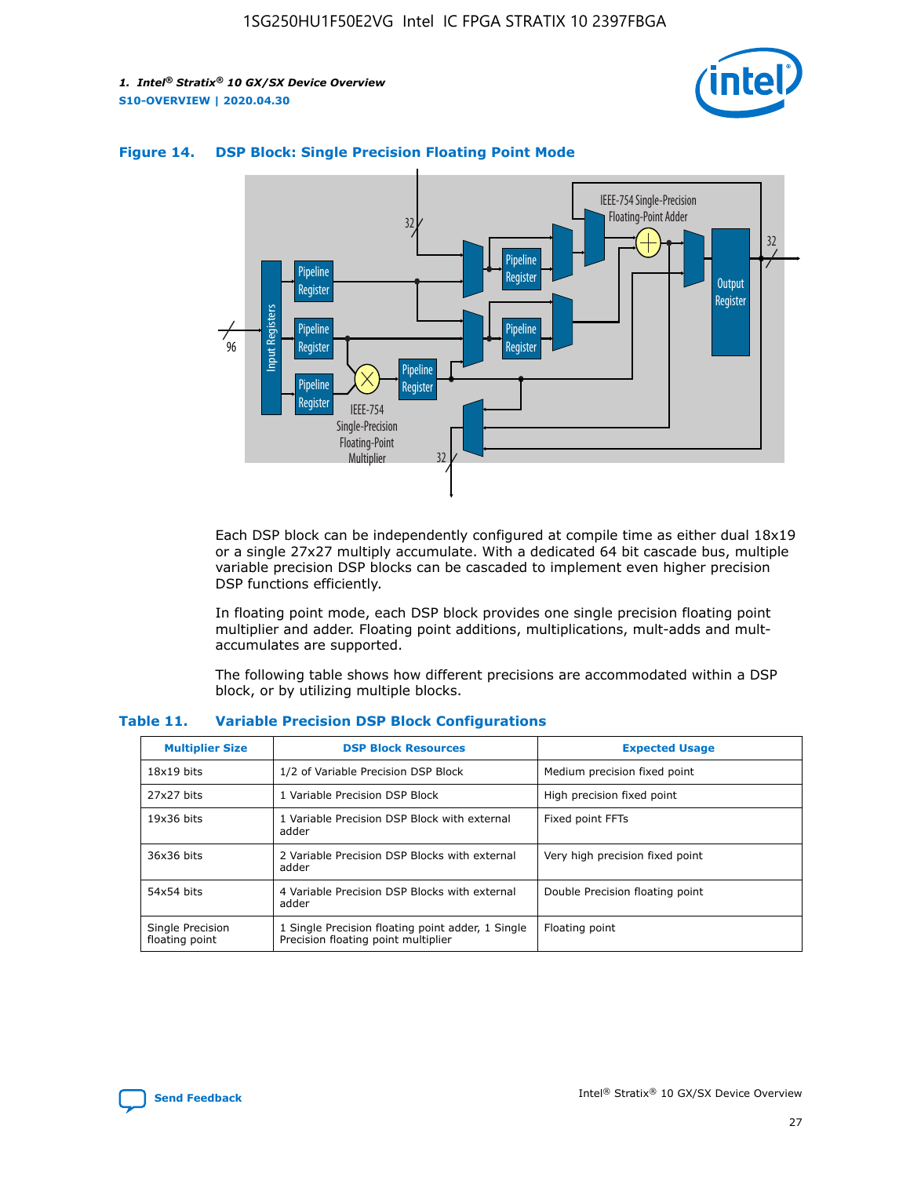**Figure 14. DSP Block: Single Precision Floating Point Mode**

Each DSP block can be independently configured at compile time as either dual 18x19 or a single 27x27 multiply accumulate. With a dedicated 64 bit cascade bus, multiple variable precision DSP blocks can be cascaded to implement even higher precision DSP functions efficiently.

In floating point mode, each DSP block provides one single precision floating point multiplier and adder. Floating point additions, multiplications, mult-adds and mult-accumulates are supported.

The following table shows how different precisions are accommodated within a DSP block, or by utilizing multiple blocks.

**Table 11. Variable Precision DSP Block Configurations**

| Multiplier Size | DSP Block Resources | Expected Usage |
|---|---|---|
| 18x19 bits | 1/2 of Variable Precision DSP Block | Medium precision fixed point |
| 27x27 bits | 1 Variable Precision DSP Block | High precision fixed point |
| 19x36 bits | 1 Variable Precision DSP Block with external adder | Fixed point FFTs |
| 36x36 bits | 2 Variable Precision DSP Blocks with external adder | Very high precision fixed point |
| 54x54 bits | 4 Variable Precision DSP Blocks with external adder | Double Precision floating point |
| Single Precision floating point | 1 Single Precision floating point adder, 1 Single Precision floating point multiplier | Floating point |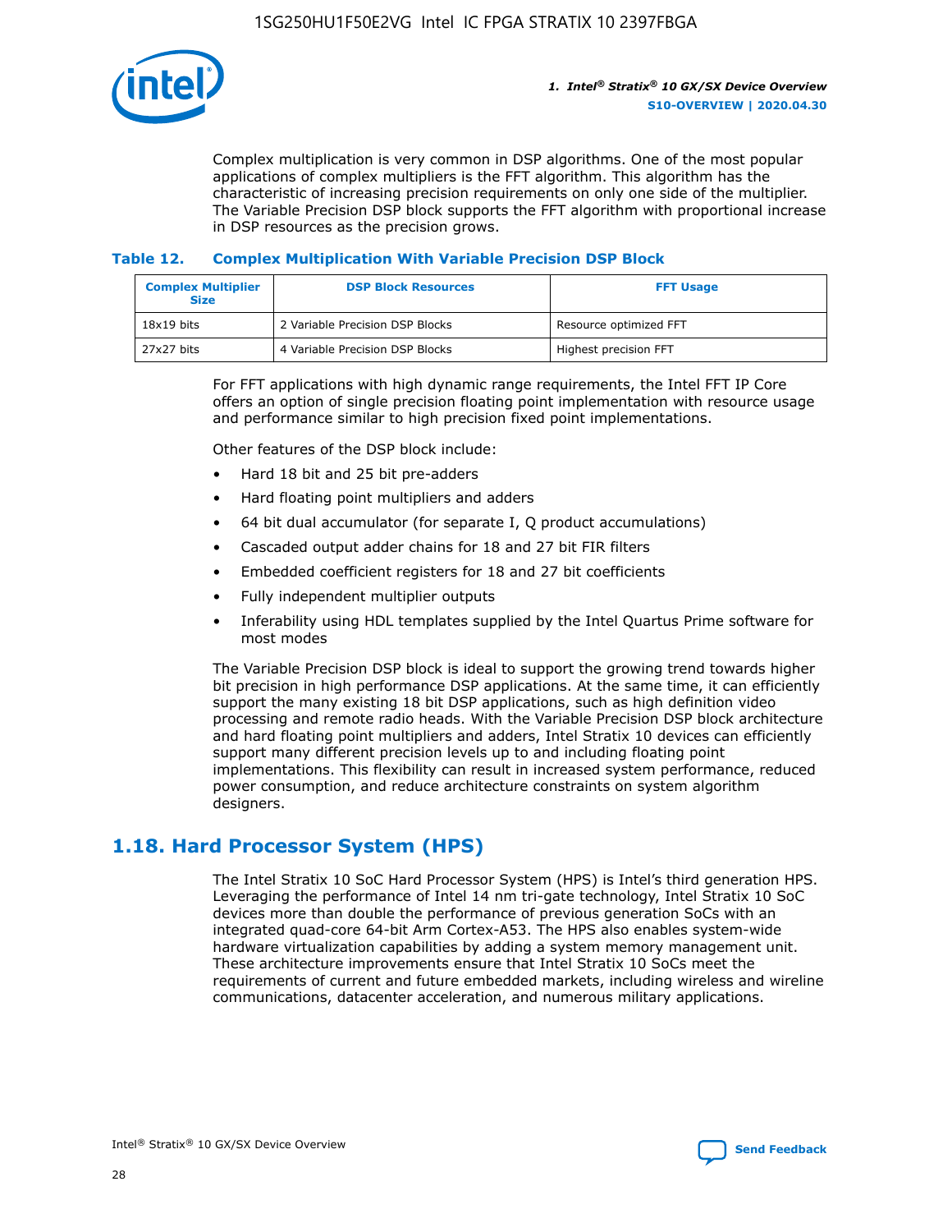Complex multiplication is very common in DSP algorithms. One of the most popular applications of complex multipliers is the FFT algorithm. This algorithm has the characteristic of increasing precision requirements on only one side of the multiplier. The Variable Precision DSP block supports the FFT algorithm with proportional increase in DSP resources as the precision grows.

### Table 12. Complex Multiplication With Variable Precision DSP Block

| Complex Multiplier Size | DSP Block Resources | FFT Usage |
|---|---|---|
| 18x19 bits | 2 Variable Precision DSP Blocks | Resource optimized FFT |
| 27x27 bits | 4 Variable Precision DSP Blocks | Highest precision FFT |

For FFT applications with high dynamic range requirements, the Intel FFT IP Core offers an option of single precision floating point implementation with resource usage and performance similar to high precision fixed point implementations.

Other features of the DSP block include:

- Hard 18 bit and 25 bit pre-adders
- Hard floating point multipliers and adders
- 64 bit dual accumulator (for separate I, Q product accumulations)
- Cascaded output adder chains for 18 and 27 bit FIR filters
- Embedded coefficient registers for 18 and 27 bit coefficients
- Fully independent multiplier outputs
- Inferability using HDL templates supplied by the Intel Quartus Prime software for most modes

The Variable Precision DSP block is ideal to support the growing trend towards higher bit precision in high performance DSP applications. At the same time, it can efficiently support the many existing 18 bit DSP applications, such as high definition video processing and remote radio heads. With the Variable Precision DSP block architecture and hard floating point multipliers and adders, Intel Stratix 10 devices can efficiently support many different precision levels up to and including floating point implementations. This flexibility can result in increased system performance, reduced power consumption, and reduce architecture constraints on system algorithm designers.

## 1.18. Hard Processor System (HPS)

The Intel Stratix 10 SoC Hard Processor System (HPS) is Intel's third generation HPS. Leveraging the performance of Intel 14 nm tri-gate technology, Intel Stratix 10 SoC devices more than double the performance of previous generation SoCs with an integrated quad-core 64-bit Arm Cortex-A53. The HPS also enables system-wide hardware virtualization capabilities by adding a system memory management unit. These architecture improvements ensure that Intel Stratix 10 SoCs meet the requirements of current and future embedded markets, including wireless and wireline communications, datacenter acceleration, and numerous military applications.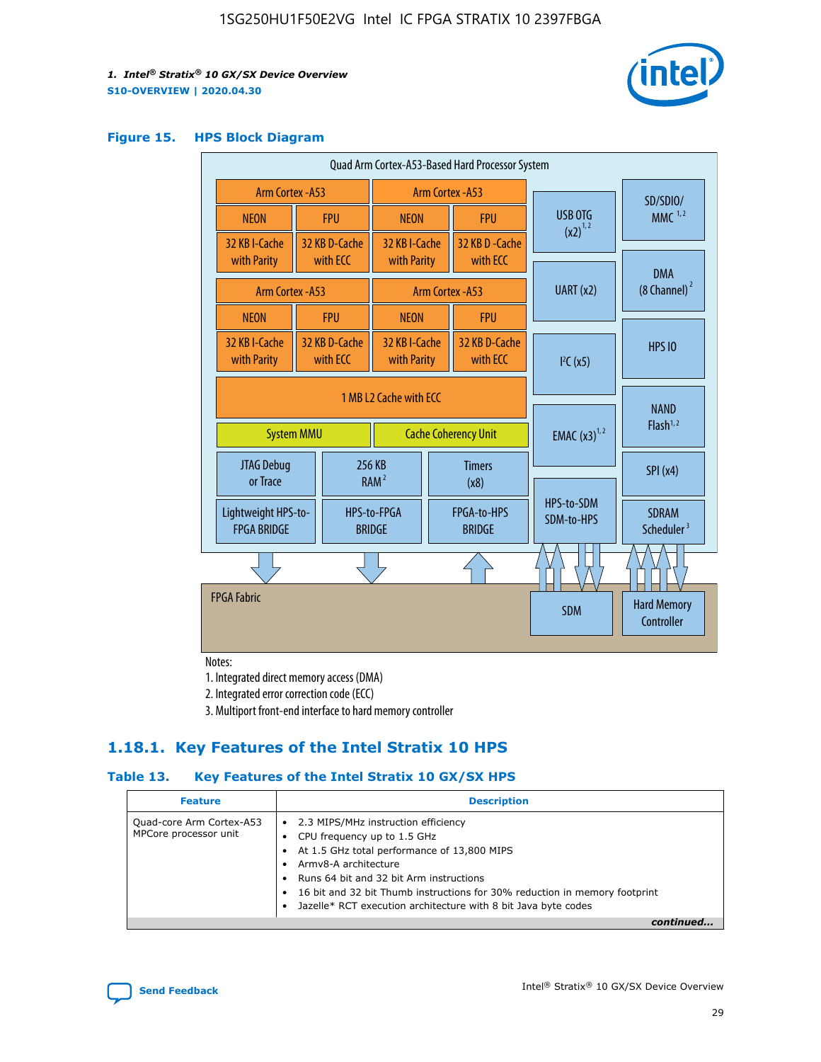**Figure 15. HPS Block Diagram**

Quad Arm Cortex-A53-Based Hard Processor System

Arm Cortex -A53 | NEON | FPU | 32 KB I-Cache with Parity | 32 KB D-Cache with ECC
Arm Cortex -A53 | NEON | FPU | 32 KB I-Cache with Parity | 32 KB D -Cache with ECC
Arm Cortex -A53 | NEON | FPU | 32 KB I-Cache with Parity | 32 KB D-Cache with ECC
Arm Cortex -A53 | NEON | FPU | 32 KB I-Cache with Parity | 32 KB D-Cache with ECC

1 MB L2 Cache with ECC

System MMU | Cache Coherency Unit

JTAG Debug or Trace | 256 KB RAM[2] | Timers (x8)

Lightweight HPS-to-FPGA BRIDGE | HPS-to-FPGA BRIDGE | FPGA-to-HPS BRIDGE

USB OTG (x2)[1,2] | UART (x2) | I²C (x5) | EMAC (x3)[1,2] | HPS-to-SDM SDM-to-HPS

SD/SDIO/MMC[1,2] | DMA (8 Channel)[2] | HPS IO | NAND Flash[1,2] | SPI (x4) | SDRAM Scheduler[3]

FPGA Fabric | SDM | Hard Memory Controller

Notes:

1. Integrated direct memory access (DMA)
2. Integrated error correction code (ECC)
3. Multiport front-end interface to hard memory controller

## 1.18.1. Key Features of the Intel Stratix 10 HPS

**Table 13. Key Features of the Intel Stratix 10 GX/SX HPS**

| Feature | Description |
|---|---|
| Quad-core Arm Cortex-A53 MPCore processor unit | • 2.3 MIPS/MHz instruction efficiency<br>• CPU frequency up to 1.5 GHz<br>• At 1.5 GHz total performance of 13,800 MIPS<br>• Armv8-A architecture<br>• Runs 64 bit and 32 bit Arm instructions<br>• 16 bit and 32 bit Thumb instructions for 30% reduction in memory footprint<br>• Jazelle* RCT execution architecture with 8 bit Java byte codes |

*continued...*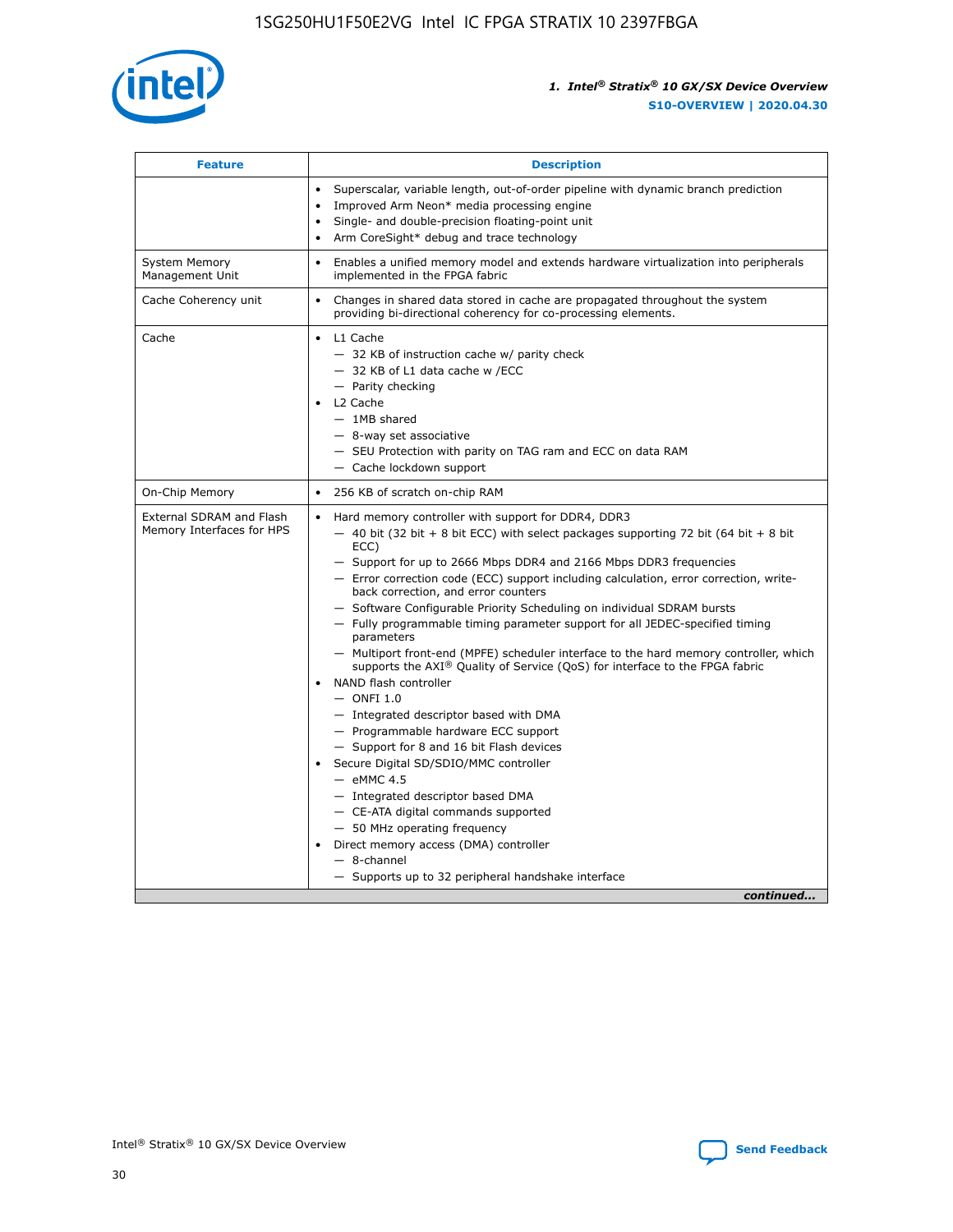| Feature | Description |
| --- | --- |
| | • Superscalar, variable length, out-of-order pipeline with dynamic branch prediction<br>• Improved Arm Neon* media processing engine<br>• Single- and double-precision floating-point unit<br>• Arm CoreSight* debug and trace technology |
| System Memory Management Unit | • Enables a unified memory model and extends hardware virtualization into peripherals implemented in the FPGA fabric |
| Cache Coherency unit | • Changes in shared data stored in cache are propagated throughout the system providing bi-directional coherency for co-processing elements. |
| Cache | • L1 Cache<br>— 32 KB of instruction cache w/ parity check<br>— 32 KB of L1 data cache w /ECC<br>— Parity checking<br>• L2 Cache<br>— 1MB shared<br>— 8-way set associative<br>— SEU Protection with parity on TAG ram and ECC on data RAM<br>— Cache lockdown support |
| On-Chip Memory | • 256 KB of scratch on-chip RAM |
| External SDRAM and Flash Memory Interfaces for HPS | • Hard memory controller with support for DDR4, DDR3<br>— 40 bit (32 bit + 8 bit ECC) with select packages supporting 72 bit (64 bit + 8 bit ECC)<br>— Support for up to 2666 Mbps DDR4 and 2166 Mbps DDR3 frequencies<br>— Error correction code (ECC) support including calculation, error correction, write-back correction, and error counters<br>— Software Configurable Priority Scheduling on individual SDRAM bursts<br>— Fully programmable timing parameter support for all JEDEC-specified timing parameters<br>— Multiport front-end (MPFE) scheduler interface to the hard memory controller, which supports the AXI® Quality of Service (QoS) for interface to the FPGA fabric<br>• NAND flash controller<br>— ONFI 1.0<br>— Integrated descriptor based with DMA<br>— Programmable hardware ECC support<br>— Support for 8 and 16 bit Flash devices<br>• Secure Digital SD/SDIO/MMC controller<br>— eMMC 4.5<br>— Integrated descriptor based DMA<br>— CE-ATA digital commands supported<br>— 50 MHz operating frequency<br>• Direct memory access (DMA) controller<br>— 8-channel<br>— Supports up to 32 peripheral handshake interface |

*continued...*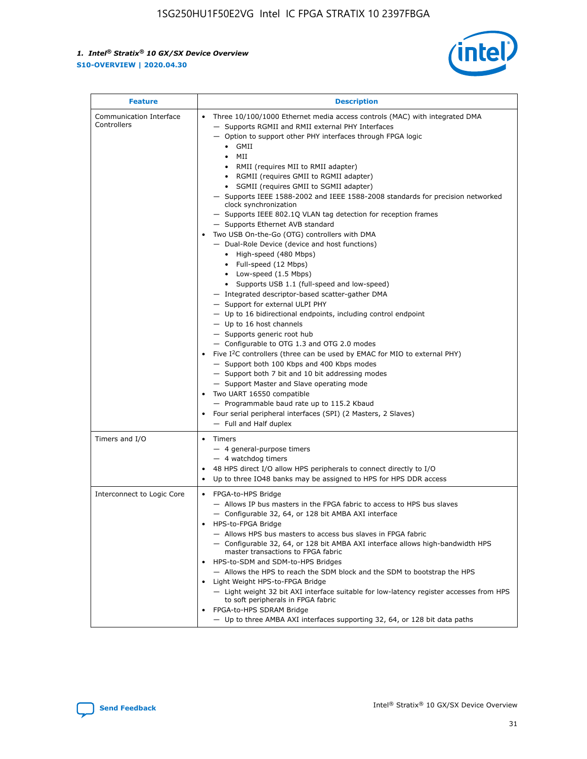| Feature | Description |
| --- | --- |
| Communication Interface Controllers | • Three 10/100/1000 Ethernet media access controls (MAC) with integrated DMA<br>— Supports RGMII and RMII external PHY Interfaces<br>— Option to support other PHY interfaces through FPGA logic<br>• GMII<br>• MII<br>• RMII (requires MII to RMII adapter)<br>• RGMII (requires GMII to RGMII adapter)<br>• SGMII (requires GMII to SGMII adapter)<br>— Supports IEEE 1588-2002 and IEEE 1588-2008 standards for precision networked clock synchronization<br>— Supports IEEE 802.1Q VLAN tag detection for reception frames<br>— Supports Ethernet AVB standard<br>• Two USB On-the-Go (OTG) controllers with DMA<br>— Dual-Role Device (device and host functions)<br>• High-speed (480 Mbps)<br>• Full-speed (12 Mbps)<br>• Low-speed (1.5 Mbps)<br>• Supports USB 1.1 (full-speed and low-speed)<br>— Integrated descriptor-based scatter-gather DMA<br>— Support for external ULPI PHY<br>— Up to 16 bidirectional endpoints, including control endpoint<br>— Up to 16 host channels<br>— Supports generic root hub<br>— Configurable to OTG 1.3 and OTG 2.0 modes<br>• Five I$^2$C controllers (three can be used by EMAC for MIO to external PHY)<br>— Support both 100 Kbps and 400 Kbps modes<br>— Support both 7 bit and 10 bit addressing modes<br>— Support Master and Slave operating mode<br>• Two UART 16550 compatible<br>— Programmable baud rate up to 115.2 Kbaud<br>• Four serial peripheral interfaces (SPI) (2 Masters, 2 Slaves)<br>— Full and Half duplex |
| Timers and I/O | • Timers<br>— 4 general-purpose timers<br>— 4 watchdog timers<br>• 48 HPS direct I/O allow HPS peripherals to connect directly to I/O<br>• Up to three IO48 banks may be assigned to HPS for HPS DDR access |
| Interconnect to Logic Core | • FPGA-to-HPS Bridge<br>— Allows IP bus masters in the FPGA fabric to access to HPS bus slaves<br>— Configurable 32, 64, or 128 bit AMBA AXI interface<br>• HPS-to-FPGA Bridge<br>— Allows HPS bus masters to access bus slaves in FPGA fabric<br>— Configurable 32, 64, or 128 bit AMBA AXI interface allows high-bandwidth HPS master transactions to FPGA fabric<br>• HPS-to-SDM and SDM-to-HPS Bridges<br>— Allows the HPS to reach the SDM block and the SDM to bootstrap the HPS<br>• Light Weight HPS-to-FPGA Bridge<br>— Light weight 32 bit AXI interface suitable for low-latency register accesses from HPS to soft peripherals in FPGA fabric<br>• FPGA-to-HPS SDRAM Bridge<br>— Up to three AMBA AXI interfaces supporting 32, 64, or 128 bit data paths |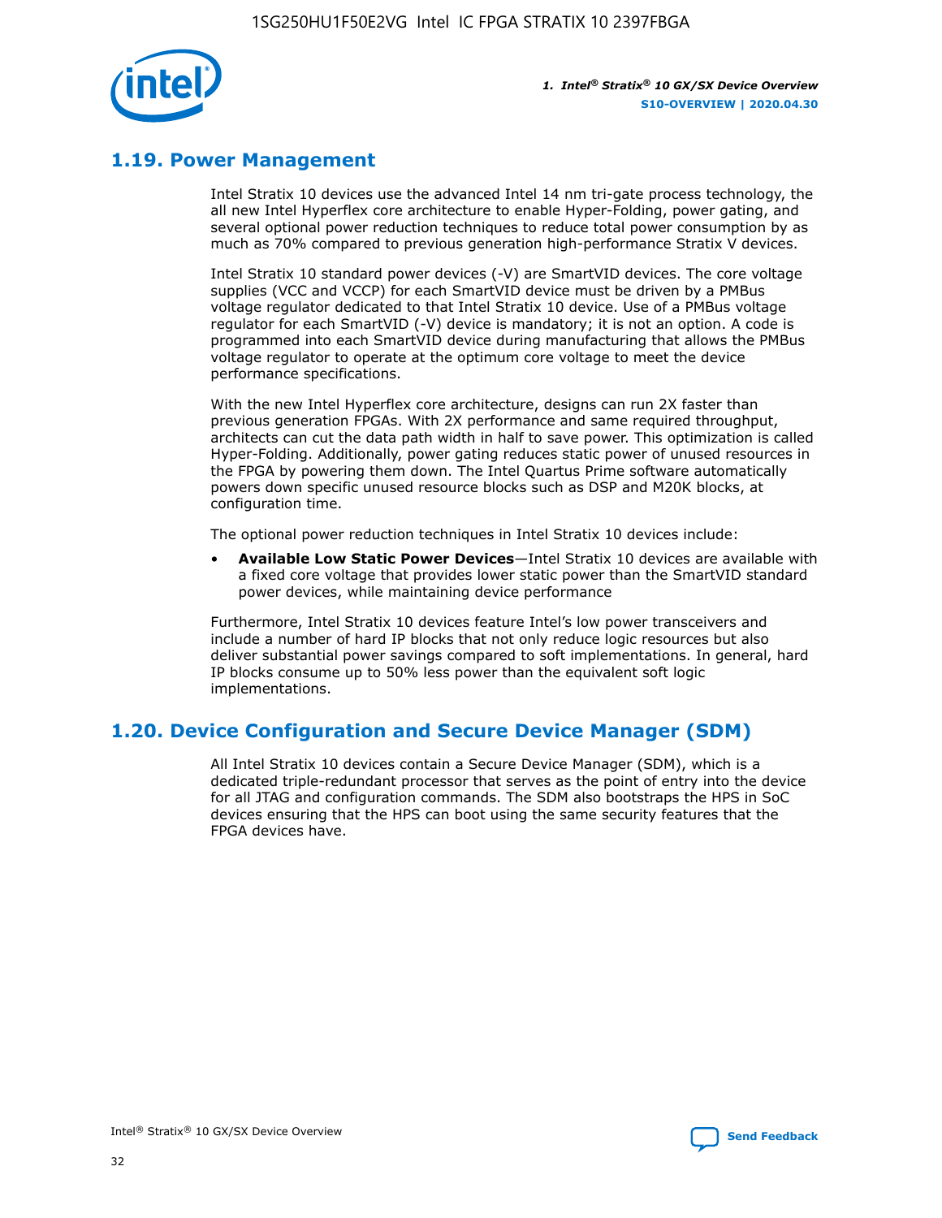## 1.19. Power Management

Intel Stratix 10 devices use the advanced Intel 14 nm tri-gate process technology, the all new Intel Hyperflex core architecture to enable Hyper-Folding, power gating, and several optional power reduction techniques to reduce total power consumption by as much as 70% compared to previous generation high-performance Stratix V devices.

Intel Stratix 10 standard power devices (-V) are SmartVID devices. The core voltage supplies (VCC and VCCP) for each SmartVID device must be driven by a PMBus voltage regulator dedicated to that Intel Stratix 10 device. Use of a PMBus voltage regulator for each SmartVID (-V) device is mandatory; it is not an option. A code is programmed into each SmartVID device during manufacturing that allows the PMBus voltage regulator to operate at the optimum core voltage to meet the device performance specifications.

With the new Intel Hyperflex core architecture, designs can run 2X faster than previous generation FPGAs. With 2X performance and same required throughput, architects can cut the data path width in half to save power. This optimization is called Hyper-Folding. Additionally, power gating reduces static power of unused resources in the FPGA by powering them down. The Intel Quartus Prime software automatically powers down specific unused resource blocks such as DSP and M20K blocks, at configuration time.

The optional power reduction techniques in Intel Stratix 10 devices include:

- **Available Low Static Power Devices**—Intel Stratix 10 devices are available with a fixed core voltage that provides lower static power than the SmartVID standard power devices, while maintaining device performance

Furthermore, Intel Stratix 10 devices feature Intel's low power transceivers and include a number of hard IP blocks that not only reduce logic resources but also deliver substantial power savings compared to soft implementations. In general, hard IP blocks consume up to 50% less power than the equivalent soft logic implementations.

## 1.20. Device Configuration and Secure Device Manager (SDM)

All Intel Stratix 10 devices contain a Secure Device Manager (SDM), which is a dedicated triple-redundant processor that serves as the point of entry into the device for all JTAG and configuration commands. The SDM also bootstraps the HPS in SoC devices ensuring that the HPS can boot using the same security features that the FPGA devices have.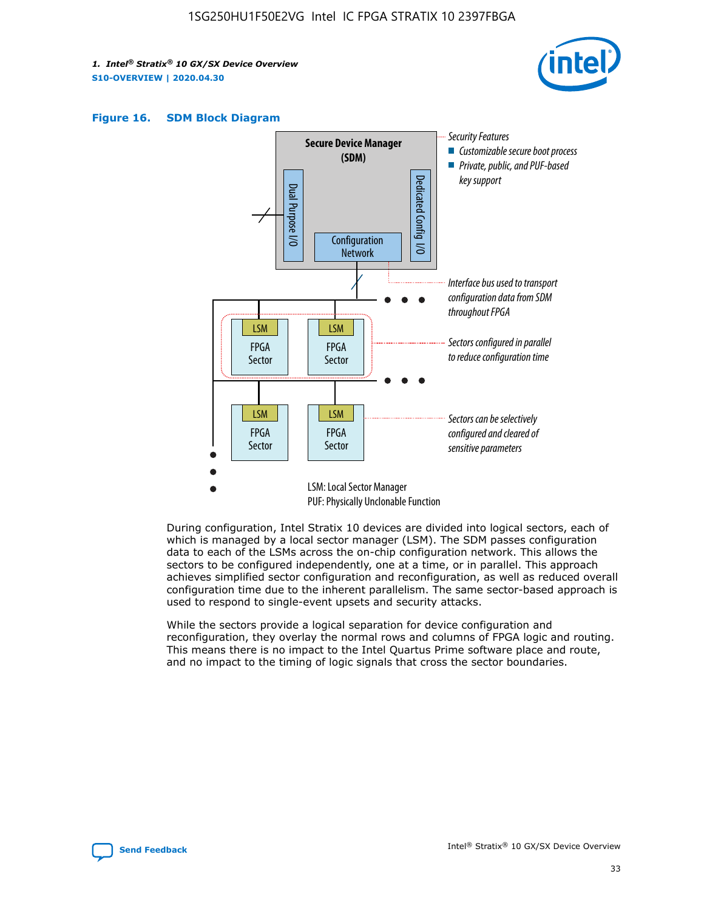### Figure 16. SDM Block Diagram

Secure Device Manager (SDM)

Dual Purpose I/O

Dedicated Config I/O

Configuration Network

Security Features
- Customizable secure boot process
- Private, public, and PUF-based key support

Interface bus used to transport configuration data from SDM throughout FPGA

Sectors configured in parallel to reduce configuration time

Sectors can be selectively configured and cleared of sensitive parameters

LSM: Local Sector Manager
PUF: Physically Unclonable Function

During configuration, Intel Stratix 10 devices are divided into logical sectors, each of which is managed by a local sector manager (LSM). The SDM passes configuration data to each of the LSMs across the on-chip configuration network. This allows the sectors to be configured independently, one at a time, or in parallel. This approach achieves simplified sector configuration and reconfiguration, as well as reduced overall configuration time due to the inherent parallelism. The same sector-based approach is used to respond to single-event upsets and security attacks.

While the sectors provide a logical separation for device configuration and reconfiguration, they overlay the normal rows and columns of FPGA logic and routing. This means there is no impact to the Intel Quartus Prime software place and route, and no impact to the timing of logic signals that cross the sector boundaries.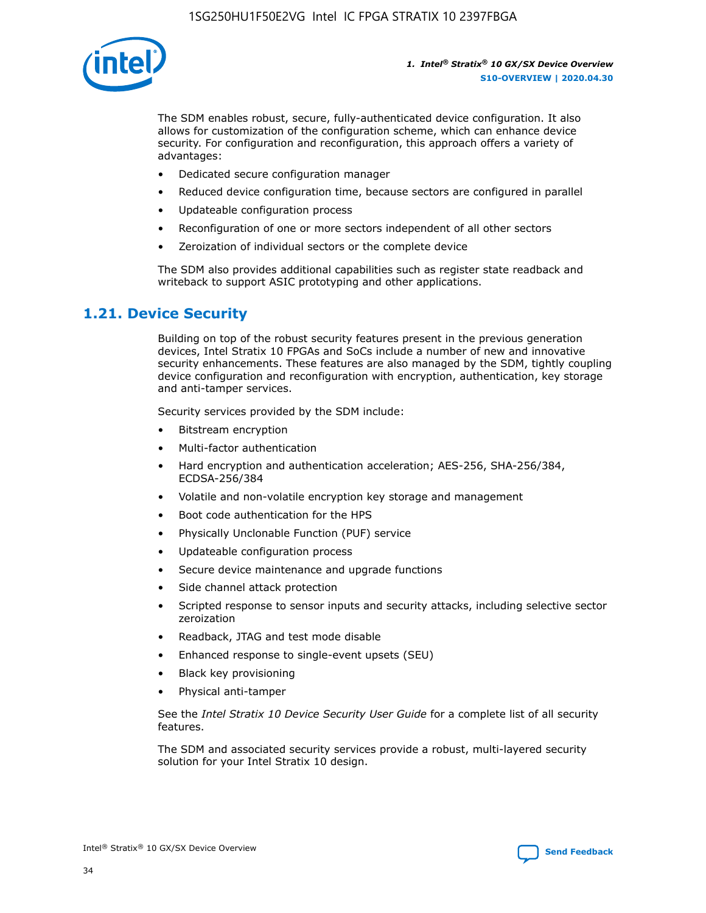The SDM enables robust, secure, fully-authenticated device configuration. It also allows for customization of the configuration scheme, which can enhance device security. For configuration and reconfiguration, this approach offers a variety of advantages:

- Dedicated secure configuration manager
- Reduced device configuration time, because sectors are configured in parallel
- Updateable configuration process
- Reconfiguration of one or more sectors independent of all other sectors
- Zeroization of individual sectors or the complete device

The SDM also provides additional capabilities such as register state readback and writeback to support ASIC prototyping and other applications.

## 1.21. Device Security

Building on top of the robust security features present in the previous generation devices, Intel Stratix 10 FPGAs and SoCs include a number of new and innovative security enhancements. These features are also managed by the SDM, tightly coupling device configuration and reconfiguration with encryption, authentication, key storage and anti-tamper services.

Security services provided by the SDM include:

- Bitstream encryption
- Multi-factor authentication
- Hard encryption and authentication acceleration; AES-256, SHA-256/384, ECDSA-256/384
- Volatile and non-volatile encryption key storage and management
- Boot code authentication for the HPS
- Physically Unclonable Function (PUF) service
- Updateable configuration process
- Secure device maintenance and upgrade functions
- Side channel attack protection
- Scripted response to sensor inputs and security attacks, including selective sector zeroization
- Readback, JTAG and test mode disable
- Enhanced response to single-event upsets (SEU)
- Black key provisioning
- Physical anti-tamper

See the *Intel Stratix 10 Device Security User Guide* for a complete list of all security features.

The SDM and associated security services provide a robust, multi-layered security solution for your Intel Stratix 10 design.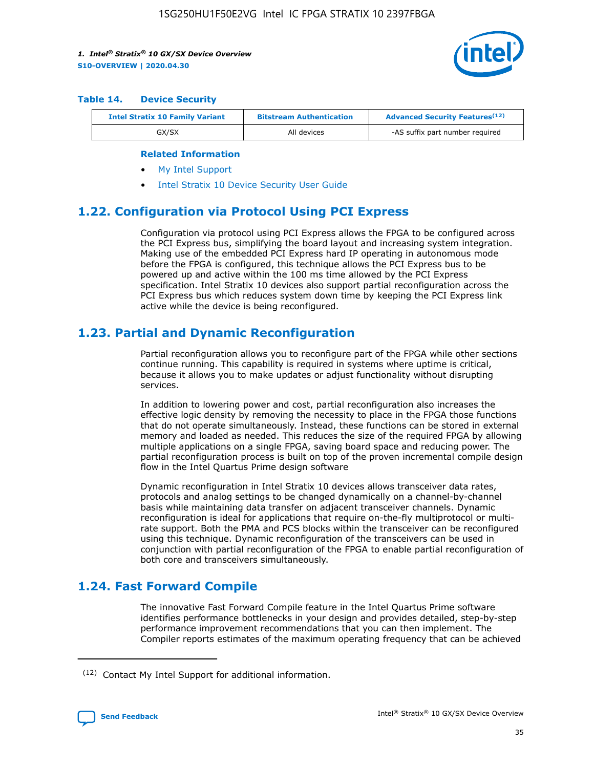#### Table 14. Device Security

| Intel Stratix 10 Family Variant | Bitstream Authentication | Advanced Security Features[12] |
| --- | --- | --- |
| GX/SX | All devices | -AS suffix part number required |

**Related Information**

- My Intel Support
- Intel Stratix 10 Device Security User Guide

## 1.22. Configuration via Protocol Using PCI Express

Configuration via protocol using PCI Express allows the FPGA to be configured across the PCI Express bus, simplifying the board layout and increasing system integration. Making use of the embedded PCI Express hard IP operating in autonomous mode before the FPGA is configured, this technique allows the PCI Express bus to be powered up and active within the 100 ms time allowed by the PCI Express specification. Intel Stratix 10 devices also support partial reconfiguration across the PCI Express bus which reduces system down time by keeping the PCI Express link active while the device is being reconfigured.

## 1.23. Partial and Dynamic Reconfiguration

Partial reconfiguration allows you to reconfigure part of the FPGA while other sections continue running. This capability is required in systems where uptime is critical, because it allows you to make updates or adjust functionality without disrupting services.

In addition to lowering power and cost, partial reconfiguration also increases the effective logic density by removing the necessity to place in the FPGA those functions that do not operate simultaneously. Instead, these functions can be stored in external memory and loaded as needed. This reduces the size of the required FPGA by allowing multiple applications on a single FPGA, saving board space and reducing power. The partial reconfiguration process is built on top of the proven incremental compile design flow in the Intel Quartus Prime design software

Dynamic reconfiguration in Intel Stratix 10 devices allows transceiver data rates, protocols and analog settings to be changed dynamically on a channel-by-channel basis while maintaining data transfer on adjacent transceiver channels. Dynamic reconfiguration is ideal for applications that require on-the-fly multiprotocol or multi-rate support. Both the PMA and PCS blocks within the transceiver can be reconfigured using this technique. Dynamic reconfiguration of the transceivers can be used in conjunction with partial reconfiguration of the FPGA to enable partial reconfiguration of both core and transceivers simultaneously.

## 1.24. Fast Forward Compile

The innovative Fast Forward Compile feature in the Intel Quartus Prime software identifies performance bottlenecks in your design and provides detailed, step-by-step performance improvement recommendations that you can then implement. The Compiler reports estimates of the maximum operating frequency that can be achieved

[12] Contact My Intel Support for additional information.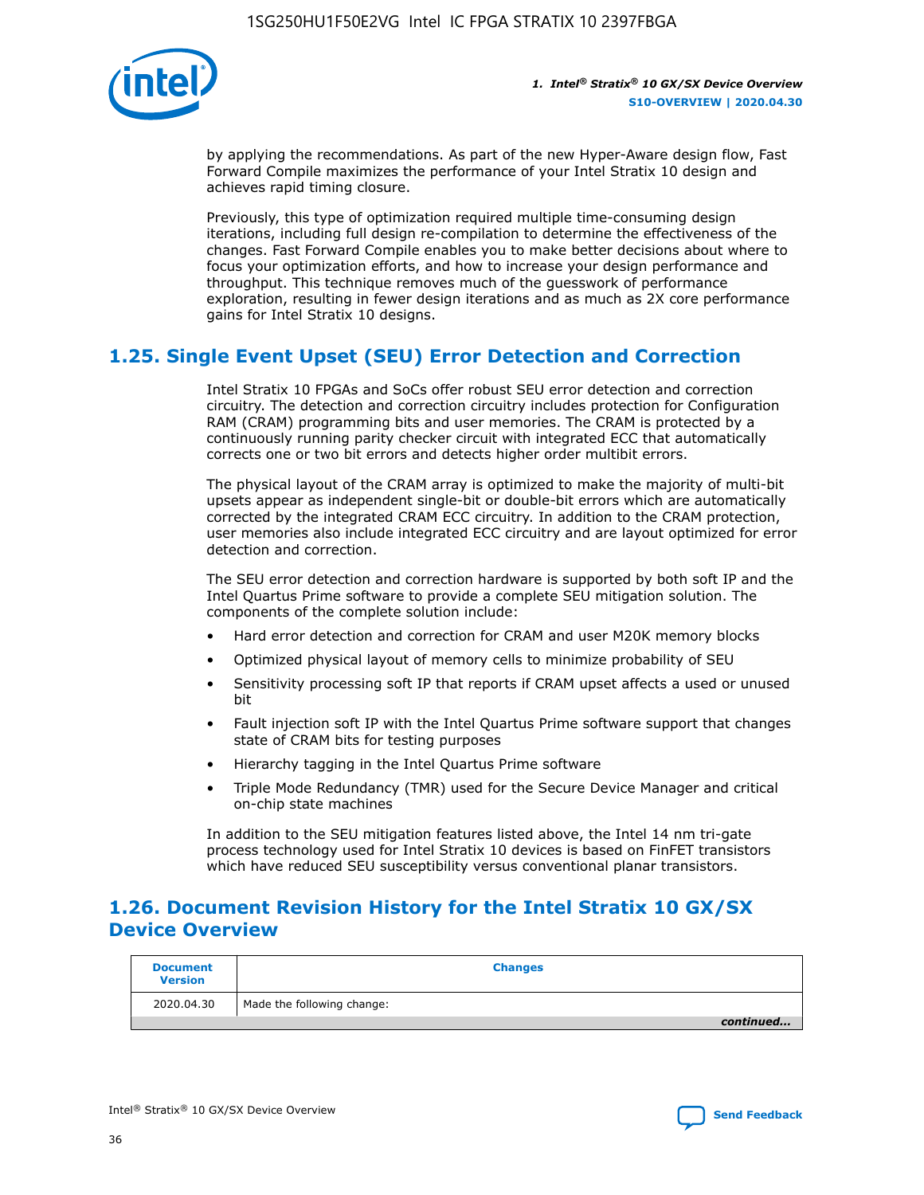by applying the recommendations. As part of the new Hyper-Aware design flow, Fast Forward Compile maximizes the performance of your Intel Stratix 10 design and achieves rapid timing closure.

Previously, this type of optimization required multiple time-consuming design iterations, including full design re-compilation to determine the effectiveness of the changes. Fast Forward Compile enables you to make better decisions about where to focus your optimization efforts, and how to increase your design performance and throughput. This technique removes much of the guesswork of performance exploration, resulting in fewer design iterations and as much as 2X core performance gains for Intel Stratix 10 designs.

## 1.25. Single Event Upset (SEU) Error Detection and Correction

Intel Stratix 10 FPGAs and SoCs offer robust SEU error detection and correction circuitry. The detection and correction circuitry includes protection for Configuration RAM (CRAM) programming bits and user memories. The CRAM is protected by a continuously running parity checker circuit with integrated ECC that automatically corrects one or two bit errors and detects higher order multibit errors.

The physical layout of the CRAM array is optimized to make the majority of multi-bit upsets appear as independent single-bit or double-bit errors which are automatically corrected by the integrated CRAM ECC circuitry. In addition to the CRAM protection, user memories also include integrated ECC circuitry and are layout optimized for error detection and correction.

The SEU error detection and correction hardware is supported by both soft IP and the Intel Quartus Prime software to provide a complete SEU mitigation solution. The components of the complete solution include:

- Hard error detection and correction for CRAM and user M20K memory blocks
- Optimized physical layout of memory cells to minimize probability of SEU
- Sensitivity processing soft IP that reports if CRAM upset affects a used or unused bit
- Fault injection soft IP with the Intel Quartus Prime software support that changes state of CRAM bits for testing purposes
- Hierarchy tagging in the Intel Quartus Prime software
- Triple Mode Redundancy (TMR) used for the Secure Device Manager and critical on-chip state machines

In addition to the SEU mitigation features listed above, the Intel 14 nm tri-gate process technology used for Intel Stratix 10 devices is based on FinFET transistors which have reduced SEU susceptibility versus conventional planar transistors.

## 1.26. Document Revision History for the Intel Stratix 10 GX/SX Device Overview

| Document Version | Changes |
| --- | --- |
| 2020.04.30 | Made the following change: |

*continued...*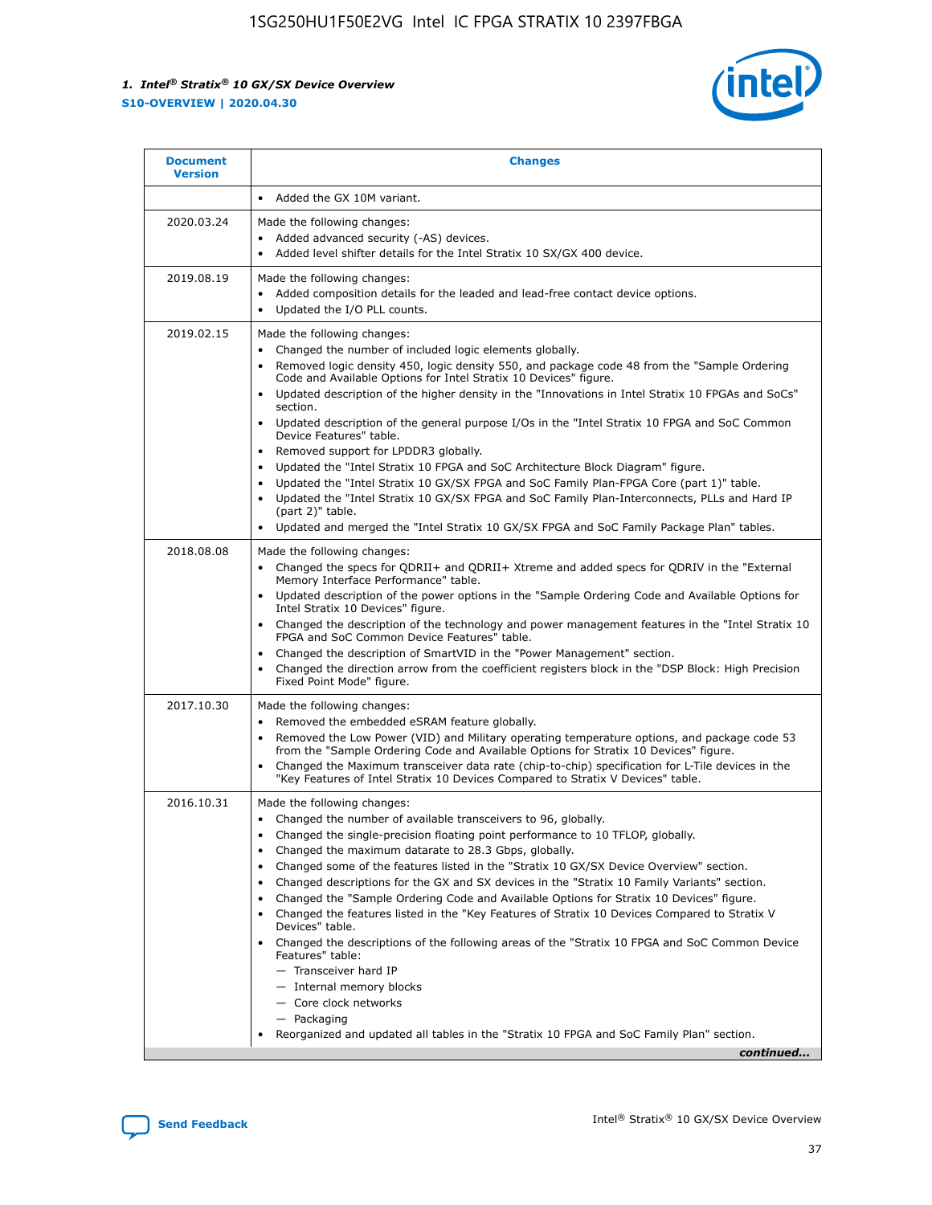| Document Version | Changes |
| --- | --- |
| | • Added the GX 10M variant. |
| 2020.03.24 | Made the following changes:<br>• Added advanced security (-AS) devices.<br>• Added level shifter details for the Intel Stratix 10 SX/GX 400 device. |
| 2019.08.19 | Made the following changes:<br>• Added composition details for the leaded and lead-free contact device options.<br>• Updated the I/O PLL counts. |
| 2019.02.15 | Made the following changes:<br>• Changed the number of included logic elements globally.<br>• Removed logic density 450, logic density 550, and package code 48 from the "Sample Ordering Code and Available Options for Intel Stratix 10 Devices" figure.<br>• Updated description of the higher density in the "Innovations in Intel Stratix 10 FPGAs and SoCs" section.<br>• Updated description of the general purpose I/Os in the "Intel Stratix 10 FPGA and SoC Common Device Features" table.<br>• Removed support for LPDDR3 globally.<br>• Updated the "Intel Stratix 10 FPGA and SoC Architecture Block Diagram" figure.<br>• Updated the "Intel Stratix 10 GX/SX FPGA and SoC Family Plan-FPGA Core (part 1)" table.<br>• Updated the "Intel Stratix 10 GX/SX FPGA and SoC Family Plan-Interconnects, PLLs and Hard IP (part 2)" table.<br>• Updated and merged the "Intel Stratix 10 GX/SX FPGA and SoC Family Package Plan" tables. |
| 2018.08.08 | Made the following changes:<br>• Changed the specs for QDRII+ and QDRII+ Xtreme and added specs for QDRIV in the "External Memory Interface Performance" table.<br>• Updated description of the power options in the "Sample Ordering Code and Available Options for Intel Stratix 10 Devices" figure.<br>• Changed the description of the technology and power management features in the "Intel Stratix 10 FPGA and SoC Common Device Features" table.<br>• Changed the description of SmartVID in the "Power Management" section.<br>• Changed the direction arrow from the coefficient registers block in the "DSP Block: High Precision Fixed Point Mode" figure. |
| 2017.10.30 | Made the following changes:<br>• Removed the embedded eSRAM feature globally.<br>• Removed the Low Power (VID) and Military operating temperature options, and package code 53 from the "Sample Ordering Code and Available Options for Stratix 10 Devices" figure.<br>• Changed the Maximum transceiver data rate (chip-to-chip) specification for L-Tile devices in the "Key Features of Intel Stratix 10 Devices Compared to Stratix V Devices" table. |
| 2016.10.31 | Made the following changes:<br>• Changed the number of available transceivers to 96, globally.<br>• Changed the single-precision floating point performance to 10 TFLOP, globally.<br>• Changed the maximum datarate to 28.3 Gbps, globally.<br>• Changed some of the features listed in the "Stratix 10 GX/SX Device Overview" section.<br>• Changed descriptions for the GX and SX devices in the "Stratix 10 Family Variants" section.<br>• Changed the "Sample Ordering Code and Available Options for Stratix 10 Devices" figure.<br>• Changed the features listed in the "Key Features of Stratix 10 Devices Compared to Stratix V Devices" table.<br>• Changed the descriptions of the following areas of the "Stratix 10 FPGA and SoC Common Device Features" table:<br>— Transceiver hard IP<br>— Internal memory blocks<br>— Core clock networks<br>— Packaging<br>• Reorganized and updated all tables in the "Stratix 10 FPGA and SoC Family Plan" section. |

*continued...*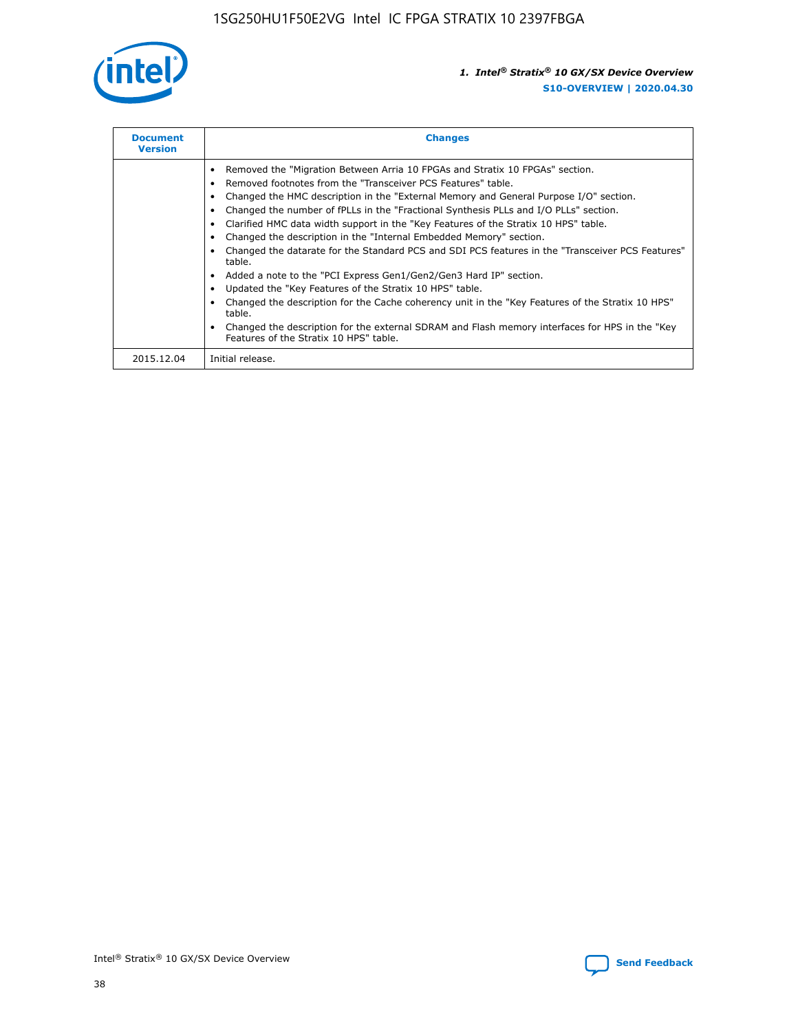| Document Version | Changes |
| --- | --- |
| | • Removed the "Migration Between Arria 10 FPGAs and Stratix 10 FPGAs" section.<br>• Removed footnotes from the "Transceiver PCS Features" table.<br>• Changed the HMC description in the "External Memory and General Purpose I/O" section.<br>• Changed the number of fPLLs in the "Fractional Synthesis PLLs and I/O PLLs" section.<br>• Clarified HMC data width support in the "Key Features of the Stratix 10 HPS" table.<br>• Changed the description in the "Internal Embedded Memory" section.<br>• Changed the datarate for the Standard PCS and SDI PCS features in the "Transceiver PCS Features" table.<br>• Added a note to the "PCI Express Gen1/Gen2/Gen3 Hard IP" section.<br>• Updated the "Key Features of the Stratix 10 HPS" table.<br>• Changed the description for the Cache coherency unit in the "Key Features of the Stratix 10 HPS" table.<br>• Changed the description for the external SDRAM and Flash memory interfaces for HPS in the "Key Features of the Stratix 10 HPS" table. |
| 2015.12.04 | Initial release. |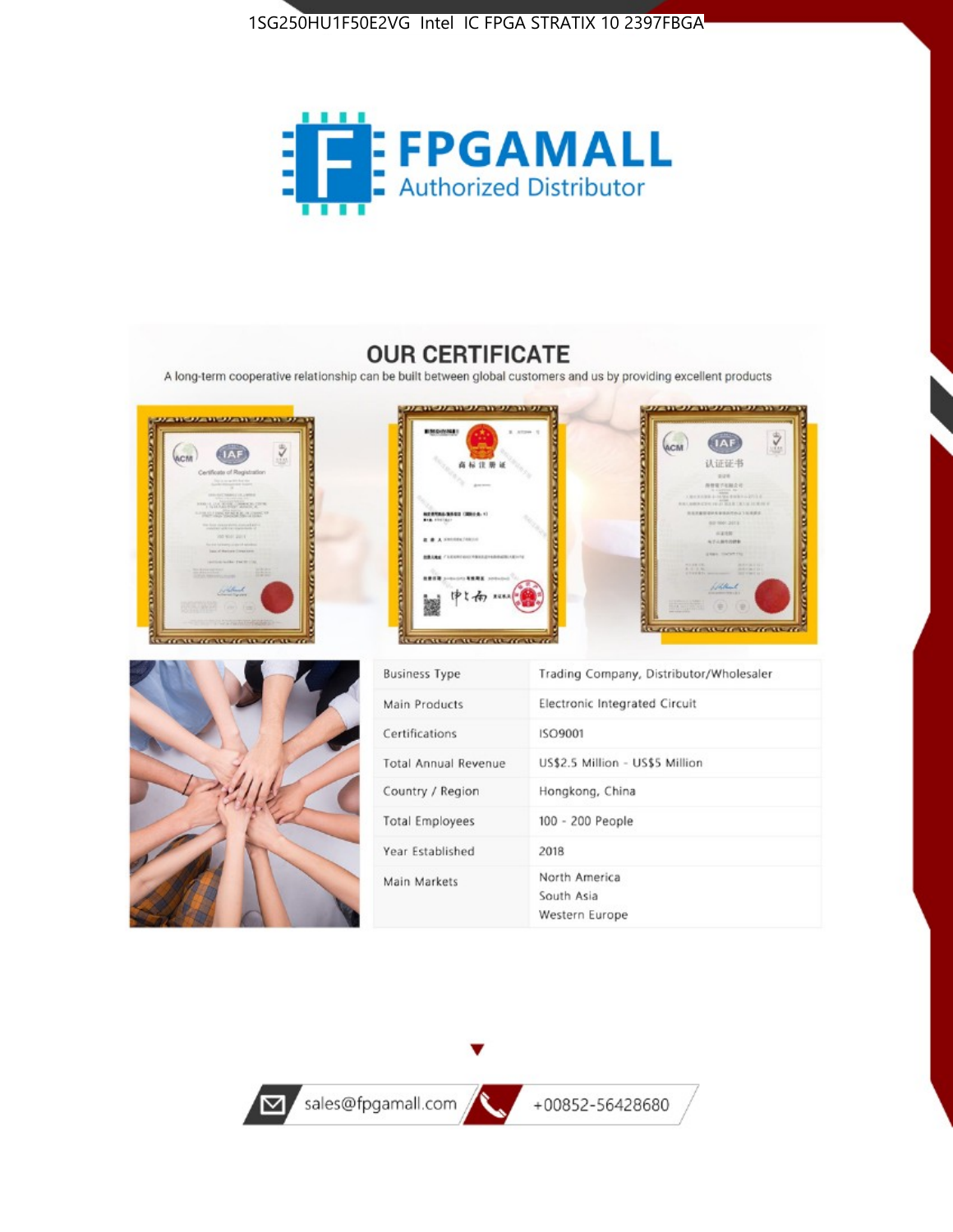# FPGAMALL

Authorized Distributor

## OUR CERTIFICATE

A long-term cooperative relationship can be built between global customers and us by providing excellent products

| | |
|---|---|
| Business Type | Trading Company, Distributor/Wholesaler |
| Main Products | Electronic Integrated Circuit |
| Certifications | ISO9001 |
| Total Annual Revenue | US$2.5 Million - US$5 Million |
| Country / Region | Hongkong, China |
| Total Employees | 100 - 200 People |
| Year Established | 2018 |
| Main Markets | North America<br>South Asia<br>Western Europe |

sales@fpgamall.com

+00852-56428680